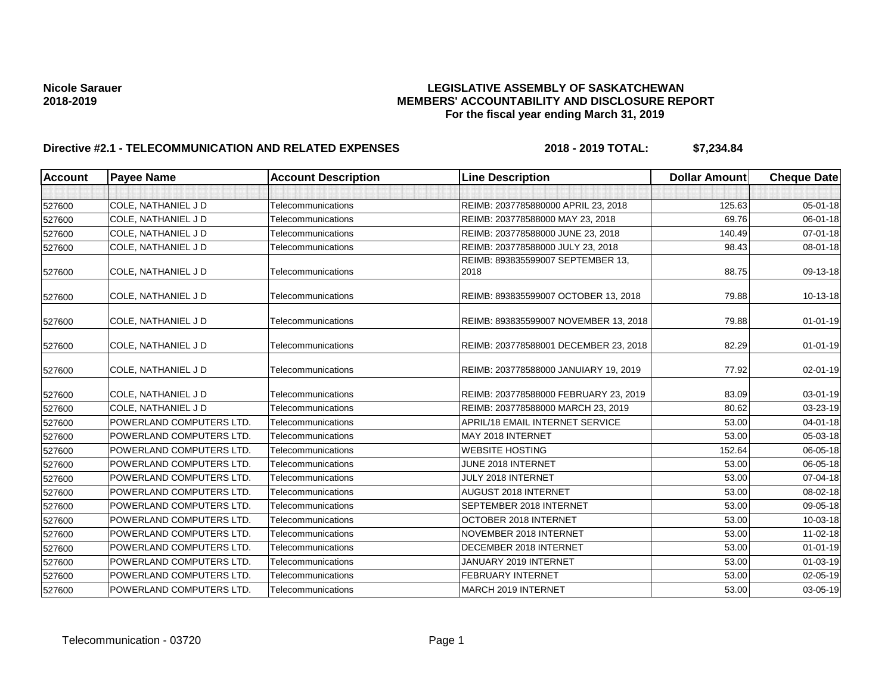**Nicole Sarauer**
**2018-2019**

# LEGISLATIVE ASSEMBLY OF SASKATCHEWAN
## MEMBERS' ACCOUNTABILITY AND DISCLOSURE REPORT
### For the fiscal year ending March 31, 2019

**Directive #2.1 - TELECOMMUNICATION AND RELATED EXPENSES** **2018 - 2019 TOTAL: $7,234.84**

| Account | Payee Name | Account Description | Line Description | Dollar Amount | Cheque Date |
|---|---|---|---|---|---|
| | | | | | |
| 527600 | COLE, NATHANIEL J D | Telecommunications | REIMB: 2037785880000 APRIL 23, 2018 | 125.63 | 05-01-18 |
| 527600 | COLE, NATHANIEL J D | Telecommunications | REIMB: 203778588000 MAY 23, 2018 | 69.76 | 06-01-18 |
| 527600 | COLE, NATHANIEL J D | Telecommunications | REIMB: 203778588000 JUNE 23, 2018 | 140.49 | 07-01-18 |
| 527600 | COLE, NATHANIEL J D | Telecommunications | REIMB: 203778588000 JULY 23, 2018 | 98.43 | 08-01-18 |
| 527600 | COLE, NATHANIEL J D | Telecommunications | REIMB: 893835599007 SEPTEMBER 13, 2018 | 88.75 | 09-13-18 |
| 527600 | COLE, NATHANIEL J D | Telecommunications | REIMB: 893835599007 OCTOBER 13, 2018 | 79.88 | 10-13-18 |
| 527600 | COLE, NATHANIEL J D | Telecommunications | REIMB: 893835599007 NOVEMBER 13, 2018 | 79.88 | 01-01-19 |
| 527600 | COLE, NATHANIEL J D | Telecommunications | REIMB: 203778588001 DECEMBER 23, 2018 | 82.29 | 01-01-19 |
| 527600 | COLE, NATHANIEL J D | Telecommunications | REIMB: 203778588000 JANIUARY 19, 2019 | 77.92 | 02-01-19 |
| 527600 | COLE, NATHANIEL J D | Telecommunications | REIMB: 203778588000 FEBRUARY 23, 2019 | 83.09 | 03-01-19 |
| 527600 | COLE, NATHANIEL J D | Telecommunications | REIMB: 203778588000 MARCH 23, 2019 | 80.62 | 03-23-19 |
| 527600 | POWERLAND COMPUTERS LTD. | Telecommunications | APRIL/18 EMAIL INTERNET SERVICE | 53.00 | 04-01-18 |
| 527600 | POWERLAND COMPUTERS LTD. | Telecommunications | MAY 2018 INTERNET | 53.00 | 05-03-18 |
| 527600 | POWERLAND COMPUTERS LTD. | Telecommunications | WEBSITE HOSTING | 152.64 | 06-05-18 |
| 527600 | POWERLAND COMPUTERS LTD. | Telecommunications | JUNE 2018 INTERNET | 53.00 | 06-05-18 |
| 527600 | POWERLAND COMPUTERS LTD. | Telecommunications | JULY 2018 INTERNET | 53.00 | 07-04-18 |
| 527600 | POWERLAND COMPUTERS LTD. | Telecommunications | AUGUST 2018 INTERNET | 53.00 | 08-02-18 |
| 527600 | POWERLAND COMPUTERS LTD. | Telecommunications | SEPTEMBER 2018 INTERNET | 53.00 | 09-05-18 |
| 527600 | POWERLAND COMPUTERS LTD. | Telecommunications | OCTOBER 2018 INTERNET | 53.00 | 10-03-18 |
| 527600 | POWERLAND COMPUTERS LTD. | Telecommunications | NOVEMBER 2018 INTERNET | 53.00 | 11-02-18 |
| 527600 | POWERLAND COMPUTERS LTD. | Telecommunications | DECEMBER 2018 INTERNET | 53.00 | 01-01-19 |
| 527600 | POWERLAND COMPUTERS LTD. | Telecommunications | JANUARY 2019 INTERNET | 53.00 | 01-03-19 |
| 527600 | POWERLAND COMPUTERS LTD. | Telecommunications | FEBRUARY INTERNET | 53.00 | 02-05-19 |
| 527600 | POWERLAND COMPUTERS LTD. | Telecommunications | MARCH 2019 INTERNET | 53.00 | 03-05-19 |

Telecommunication - 03720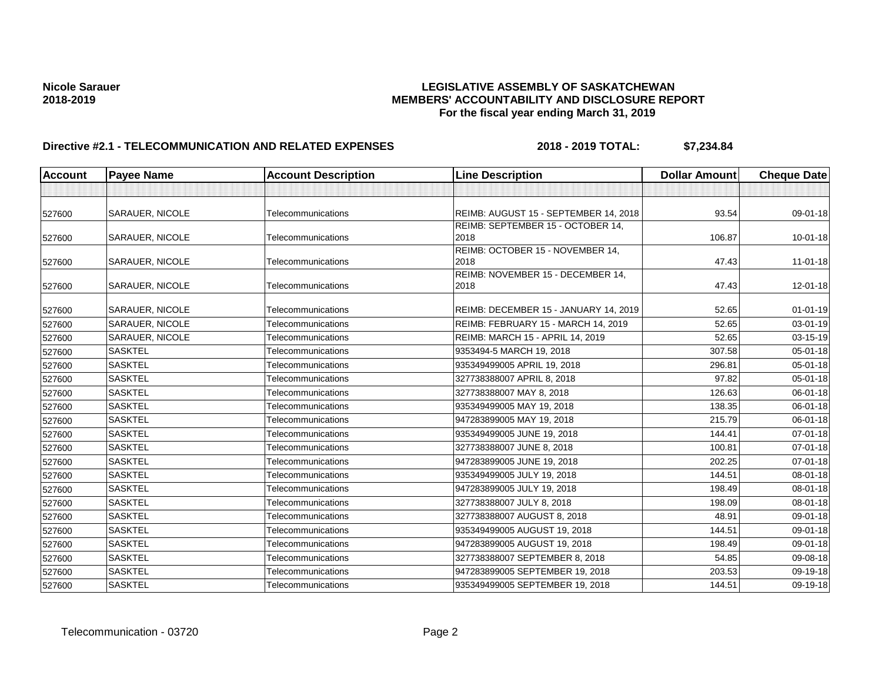**Nicole Sarauer**
**2018-2019**

# LEGISLATIVE ASSEMBLY OF SASKATCHEWAN
## MEMBERS' ACCOUNTABILITY AND DISCLOSURE REPORT
### For the fiscal year ending March 31, 2019

**Directive #2.1 - TELECOMMUNICATION AND RELATED EXPENSES** **2018 - 2019 TOTAL: $7,234.84**

| Account | Payee Name | Account Description | Line Description | Dollar Amount | Cheque Date |
|---|---|---|---|---|---|
| | | | | | |
| 527600 | SARAUER, NICOLE | Telecommunications | REIMB: AUGUST 15 - SEPTEMBER 14, 2018 | 93.54 | 09-01-18 |
| 527600 | SARAUER, NICOLE | Telecommunications | REIMB: SEPTEMBER 15 - OCTOBER 14, 2018 | 106.87 | 10-01-18 |
| 527600 | SARAUER, NICOLE | Telecommunications | REIMB: OCTOBER 15 - NOVEMBER 14, 2018 | 47.43 | 11-01-18 |
| 527600 | SARAUER, NICOLE | Telecommunications | REIMB: NOVEMBER 15 - DECEMBER 14, 2018 | 47.43 | 12-01-18 |
| 527600 | SARAUER, NICOLE | Telecommunications | REIMB: DECEMBER 15 - JANUARY 14, 2019 | 52.65 | 01-01-19 |
| 527600 | SARAUER, NICOLE | Telecommunications | REIMB: FEBRUARY 15 - MARCH 14, 2019 | 52.65 | 03-01-19 |
| 527600 | SARAUER, NICOLE | Telecommunications | REIMB: MARCH 15 - APRIL 14, 2019 | 52.65 | 03-15-19 |
| 527600 | SASKTEL | Telecommunications | 9353494-5 MARCH 19, 2018 | 307.58 | 05-01-18 |
| 527600 | SASKTEL | Telecommunications | 935349499005 APRIL 19, 2018 | 296.81 | 05-01-18 |
| 527600 | SASKTEL | Telecommunications | 327738388007 APRIL 8, 2018 | 97.82 | 05-01-18 |
| 527600 | SASKTEL | Telecommunications | 327738388007 MAY 8, 2018 | 126.63 | 06-01-18 |
| 527600 | SASKTEL | Telecommunications | 935349499005 MAY 19, 2018 | 138.35 | 06-01-18 |
| 527600 | SASKTEL | Telecommunications | 947283899005 MAY 19, 2018 | 215.79 | 06-01-18 |
| 527600 | SASKTEL | Telecommunications | 935349499005 JUNE 19, 2018 | 144.41 | 07-01-18 |
| 527600 | SASKTEL | Telecommunications | 327738388007 JUNE 8, 2018 | 100.81 | 07-01-18 |
| 527600 | SASKTEL | Telecommunications | 947283899005 JUNE 19, 2018 | 202.25 | 07-01-18 |
| 527600 | SASKTEL | Telecommunications | 935349499005 JULY 19, 2018 | 144.51 | 08-01-18 |
| 527600 | SASKTEL | Telecommunications | 947283899005 JULY 19, 2018 | 198.49 | 08-01-18 |
| 527600 | SASKTEL | Telecommunications | 327738388007 JULY 8, 2018 | 198.09 | 08-01-18 |
| 527600 | SASKTEL | Telecommunications | 327738388007 AUGUST 8, 2018 | 48.91 | 09-01-18 |
| 527600 | SASKTEL | Telecommunications | 935349499005 AUGUST 19, 2018 | 144.51 | 09-01-18 |
| 527600 | SASKTEL | Telecommunications | 947283899005 AUGUST 19, 2018 | 198.49 | 09-01-18 |
| 527600 | SASKTEL | Telecommunications | 327738388007 SEPTEMBER 8, 2018 | 54.85 | 09-08-18 |
| 527600 | SASKTEL | Telecommunications | 947283899005 SEPTEMBER 19, 2018 | 203.53 | 09-19-18 |
| 527600 | SASKTEL | Telecommunications | 935349499005 SEPTEMBER 19, 2018 | 144.51 | 09-19-18 |

Telecommunication - 03720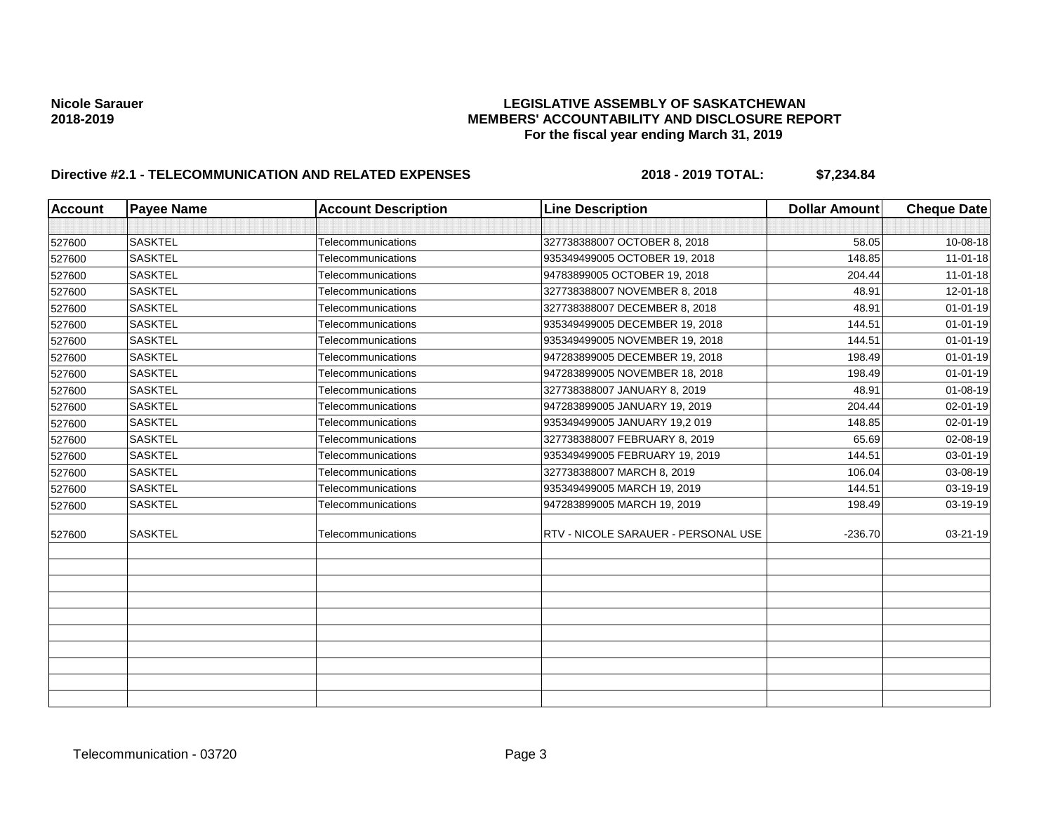**Nicole Sarauer**
**2018-2019**

**LEGISLATIVE ASSEMBLY OF SASKATCHEWAN**
**MEMBERS' ACCOUNTABILITY AND DISCLOSURE REPORT**
**For the fiscal year ending March 31, 2019**

**Directive #2.1 - TELECOMMUNICATION AND RELATED EXPENSES** **2018 - 2019 TOTAL: $7,234.84**

| Account | Payee Name | Account Description | Line Description | Dollar Amount | Cheque Date |
|---|---|---|---|---|---|
| | | | | | |
| 527600 | SASKTEL | Telecommunications | 327738388007 OCTOBER 8, 2018 | 58.05 | 10-08-18 |
| 527600 | SASKTEL | Telecommunications | 935349499005 OCTOBER 19, 2018 | 148.85 | 11-01-18 |
| 527600 | SASKTEL | Telecommunications | 94783899005 OCTOBER 19, 2018 | 204.44 | 11-01-18 |
| 527600 | SASKTEL | Telecommunications | 327738388007 NOVEMBER 8, 2018 | 48.91 | 12-01-18 |
| 527600 | SASKTEL | Telecommunications | 327738388007 DECEMBER 8, 2018 | 48.91 | 01-01-19 |
| 527600 | SASKTEL | Telecommunications | 935349499005 DECEMBER 19, 2018 | 144.51 | 01-01-19 |
| 527600 | SASKTEL | Telecommunications | 935349499005 NOVEMBER 19, 2018 | 144.51 | 01-01-19 |
| 527600 | SASKTEL | Telecommunications | 947283899005 DECEMBER 19, 2018 | 198.49 | 01-01-19 |
| 527600 | SASKTEL | Telecommunications | 947283899005 NOVEMBER 18, 2018 | 198.49 | 01-01-19 |
| 527600 | SASKTEL | Telecommunications | 327738388007 JANUARY 8, 2019 | 48.91 | 01-08-19 |
| 527600 | SASKTEL | Telecommunications | 947283899005 JANUARY 19, 2019 | 204.44 | 02-01-19 |
| 527600 | SASKTEL | Telecommunications | 935349499005 JANUARY 19,2 019 | 148.85 | 02-01-19 |
| 527600 | SASKTEL | Telecommunications | 327738388007 FEBRUARY 8, 2019 | 65.69 | 02-08-19 |
| 527600 | SASKTEL | Telecommunications | 935349499005 FEBRUARY 19, 2019 | 144.51 | 03-01-19 |
| 527600 | SASKTEL | Telecommunications | 327738388007 MARCH 8, 2019 | 106.04 | 03-08-19 |
| 527600 | SASKTEL | Telecommunications | 935349499005 MARCH 19, 2019 | 144.51 | 03-19-19 |
| 527600 | SASKTEL | Telecommunications | 947283899005 MARCH 19, 2019 | 198.49 | 03-19-19 |
| 527600 | SASKTEL | Telecommunications | RTV - NICOLE SARAUER - PERSONAL USE | -236.70 | 03-21-19 |
| | | | | | |
| | | | | | |
| | | | | | |
| | | | | | |
| | | | | | |
| | | | | | |
| | | | | | |
| | | | | | |
| | | | | | |
| | | | | | |

Telecommunication - 03720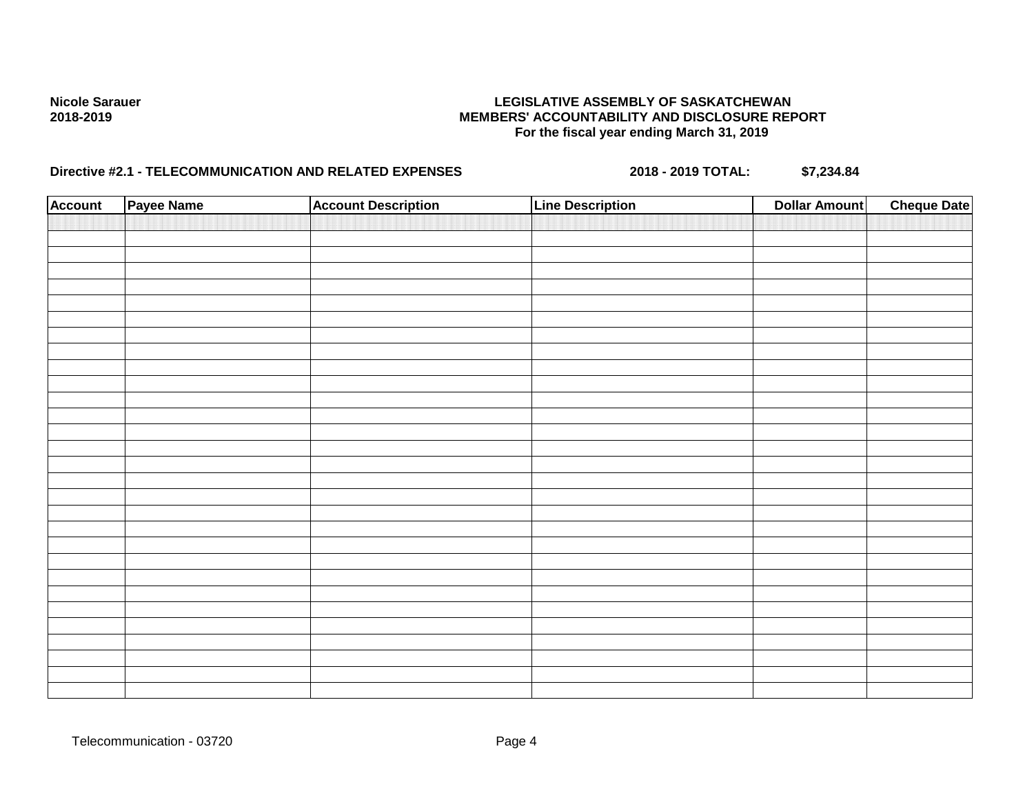**Nicole Sarauer**
**2018-2019**

**LEGISLATIVE ASSEMBLY OF SASKATCHEWAN**
**MEMBERS' ACCOUNTABILITY AND DISCLOSURE REPORT**
**For the fiscal year ending March 31, 2019**

**Directive #2.1 - TELECOMMUNICATION AND RELATED EXPENSES** **2018 - 2019 TOTAL:** **$7,234.84**

| Account | Payee Name | Account Description | Line Description | Dollar Amount | Cheque Date |
|---|---|---|---|---|---|
| | | | | | |

Telecommunication - 03720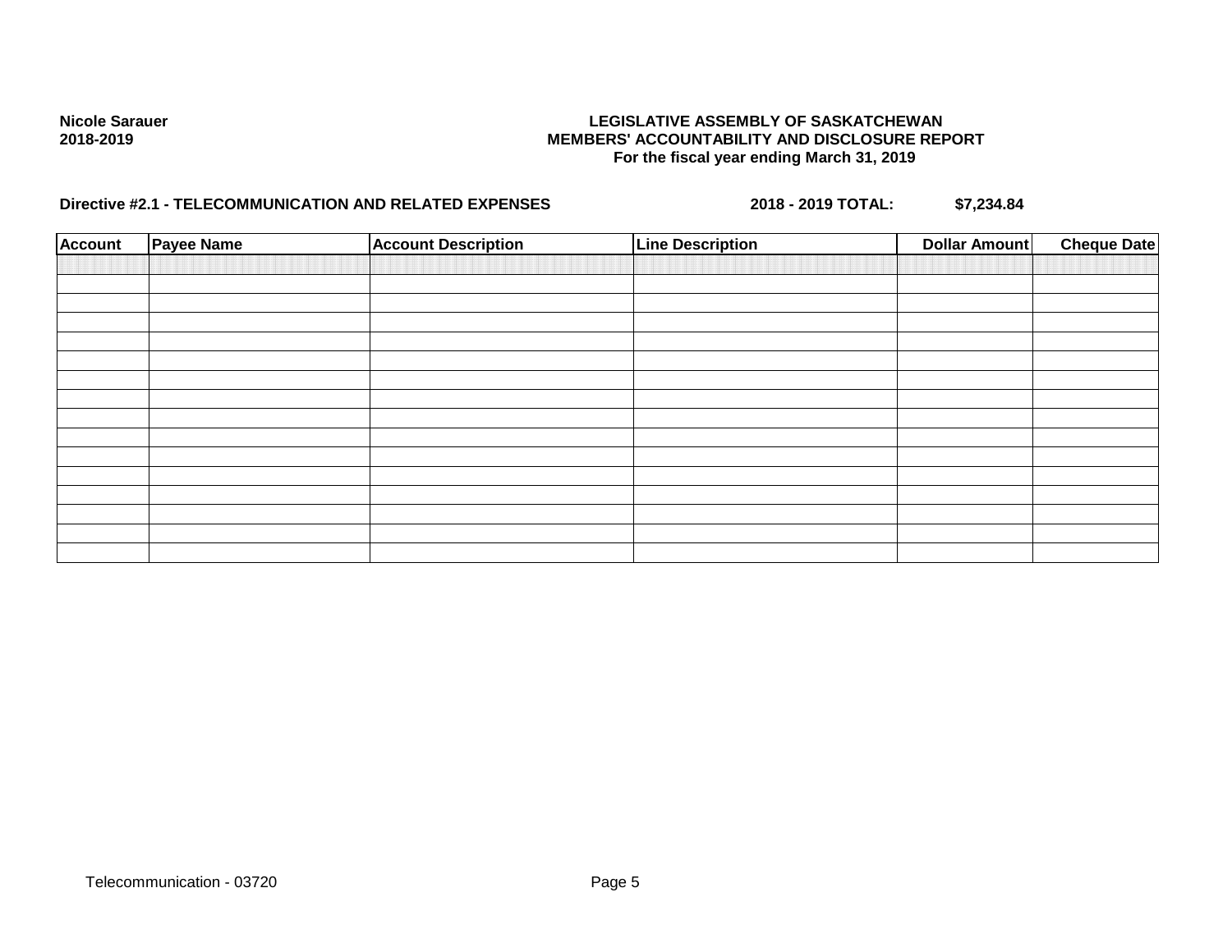**Nicole Sarauer**
**2018-2019**

**LEGISLATIVE ASSEMBLY OF SASKATCHEWAN**
**MEMBERS' ACCOUNTABILITY AND DISCLOSURE REPORT**
**For the fiscal year ending March 31, 2019**

**Directive #2.1 - TELECOMMUNICATION AND RELATED EXPENSES** **2018 - 2019 TOTAL: $7,234.84**

| Account | Payee Name | Account Description | Line Description | Dollar Amount | Cheque Date |
|---|---|---|---|---|---|
| | | | | | |
| | | | | | |
| | | | | | |
| | | | | | |
| | | | | | |
| | | | | | |
| | | | | | |
| | | | | | |
| | | | | | |
| | | | | | |
| | | | | | |
| | | | | | |
| | | | | | |
| | | | | | |
| | | | | | |

Telecommunication - 03720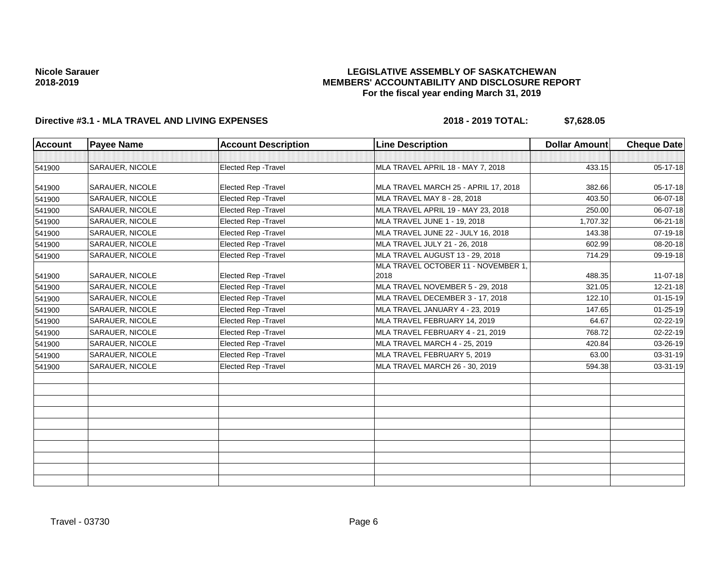Nicole Sarauer
2018-2019

# LEGISLATIVE ASSEMBLY OF SASKATCHEWAN
## MEMBERS' ACCOUNTABILITY AND DISCLOSURE REPORT
### For the fiscal year ending March 31, 2019

**Directive #3.1 - MLA TRAVEL AND LIVING EXPENSES** **2018 - 2019 TOTAL: $7,628.05**

| Account | Payee Name | Account Description | Line Description | Dollar Amount | Cheque Date |
|---|---|---|---|---|---|
| | | | | | |
| 541900 | SARAUER, NICOLE | Elected Rep -Travel | MLA TRAVEL APRIL 18 - MAY 7, 2018 | 433.15 | 05-17-18 |
| 541900 | SARAUER, NICOLE | Elected Rep -Travel | MLA TRAVEL MARCH 25 - APRIL 17, 2018 | 382.66 | 05-17-18 |
| 541900 | SARAUER, NICOLE | Elected Rep -Travel | MLA TRAVEL MAY 8 - 28, 2018 | 403.50 | 06-07-18 |
| 541900 | SARAUER, NICOLE | Elected Rep -Travel | MLA TRAVEL APRIL 19 - MAY 23, 2018 | 250.00 | 06-07-18 |
| 541900 | SARAUER, NICOLE | Elected Rep -Travel | MLA TRAVEL JUNE 1 - 19, 2018 | 1,707.32 | 06-21-18 |
| 541900 | SARAUER, NICOLE | Elected Rep -Travel | MLA TRAVEL JUNE 22 - JULY 16, 2018 | 143.38 | 07-19-18 |
| 541900 | SARAUER, NICOLE | Elected Rep -Travel | MLA TRAVEL JULY 21 - 26, 2018 | 602.99 | 08-20-18 |
| 541900 | SARAUER, NICOLE | Elected Rep -Travel | MLA TRAVEL AUGUST 13 - 29, 2018 | 714.29 | 09-19-18 |
| 541900 | SARAUER, NICOLE | Elected Rep -Travel | MLA TRAVEL OCTOBER 11 - NOVEMBER 1, 2018 | 488.35 | 11-07-18 |
| 541900 | SARAUER, NICOLE | Elected Rep -Travel | MLA TRAVEL NOVEMBER 5 - 29, 2018 | 321.05 | 12-21-18 |
| 541900 | SARAUER, NICOLE | Elected Rep -Travel | MLA TRAVEL DECEMBER 3 - 17, 2018 | 122.10 | 01-15-19 |
| 541900 | SARAUER, NICOLE | Elected Rep -Travel | MLA TRAVEL JANUARY 4 - 23, 2019 | 147.65 | 01-25-19 |
| 541900 | SARAUER, NICOLE | Elected Rep -Travel | MLA TRAVEL FEBRUARY 14, 2019 | 64.67 | 02-22-19 |
| 541900 | SARAUER, NICOLE | Elected Rep -Travel | MLA TRAVEL FEBRUARY 4 - 21, 2019 | 768.72 | 02-22-19 |
| 541900 | SARAUER, NICOLE | Elected Rep -Travel | MLA TRAVEL MARCH 4 - 25, 2019 | 420.84 | 03-26-19 |
| 541900 | SARAUER, NICOLE | Elected Rep -Travel | MLA TRAVEL FEBRUARY 5, 2019 | 63.00 | 03-31-19 |
| 541900 | SARAUER, NICOLE | Elected Rep -Travel | MLA TRAVEL MARCH 26 - 30, 2019 | 594.38 | 03-31-19 |

Travel - 03730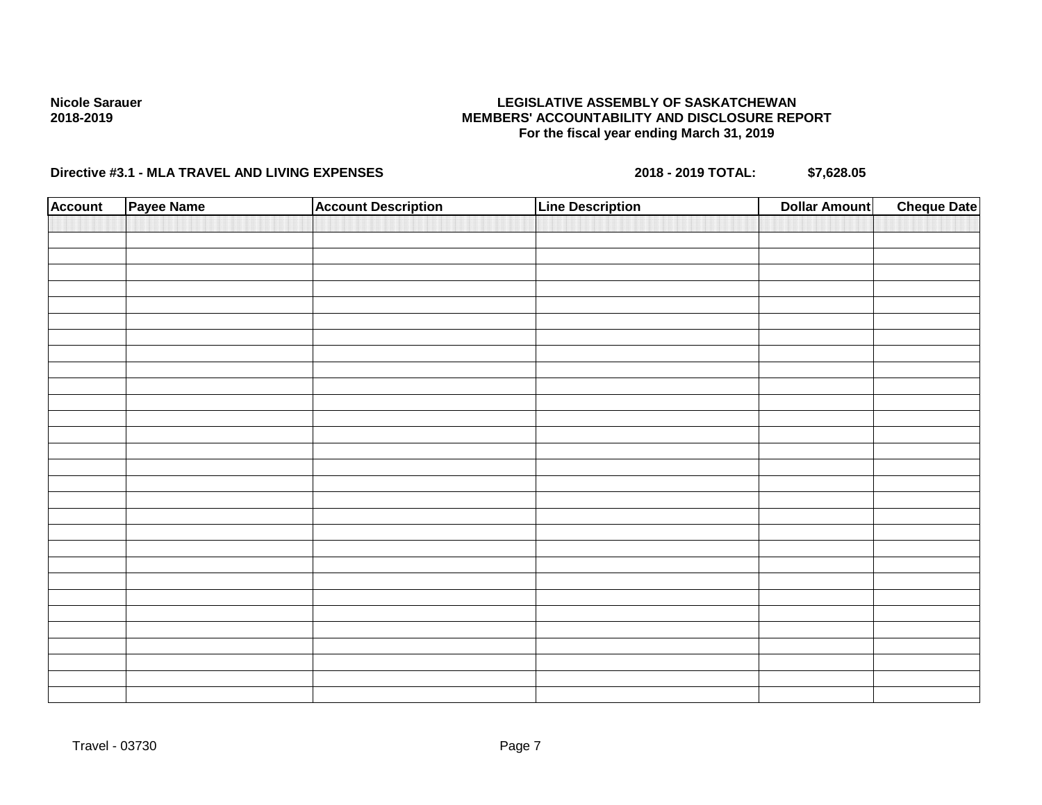**Nicole Sarauer**
**2018-2019**

**LEGISLATIVE ASSEMBLY OF SASKATCHEWAN**
**MEMBERS' ACCOUNTABILITY AND DISCLOSURE REPORT**
**For the fiscal year ending March 31, 2019**

**Directive #3.1 - MLA TRAVEL AND LIVING EXPENSES** **2018 - 2019 TOTAL: $7,628.05**

| Account | Payee Name | Account Description | Line Description | Dollar Amount | Cheque Date |
|---|---|---|---|---|---|
| | | | | | |

Travel - 03730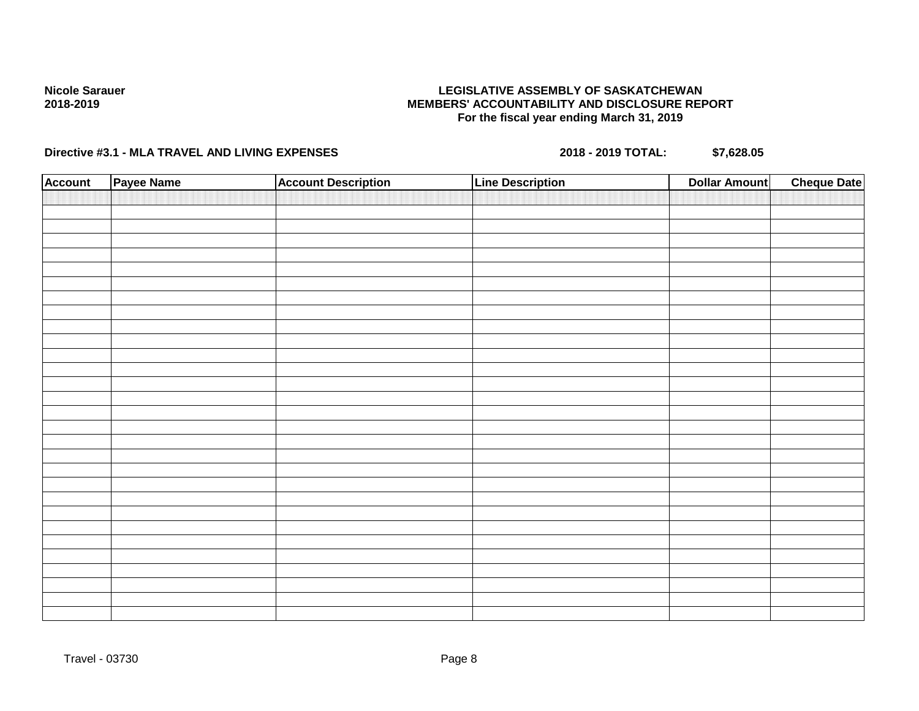**Nicole Sarauer**
**2018-2019**

**LEGISLATIVE ASSEMBLY OF SASKATCHEWAN**
**MEMBERS' ACCOUNTABILITY AND DISCLOSURE REPORT**
**For the fiscal year ending March 31, 2019**

**Directive #3.1 - MLA TRAVEL AND LIVING EXPENSES** **2018 - 2019 TOTAL: $7,628.05**

| Account | Payee Name | Account Description | Line Description | Dollar Amount | Cheque Date |
|---|---|---|---|---|---|
| | | | | | |

Travel - 03730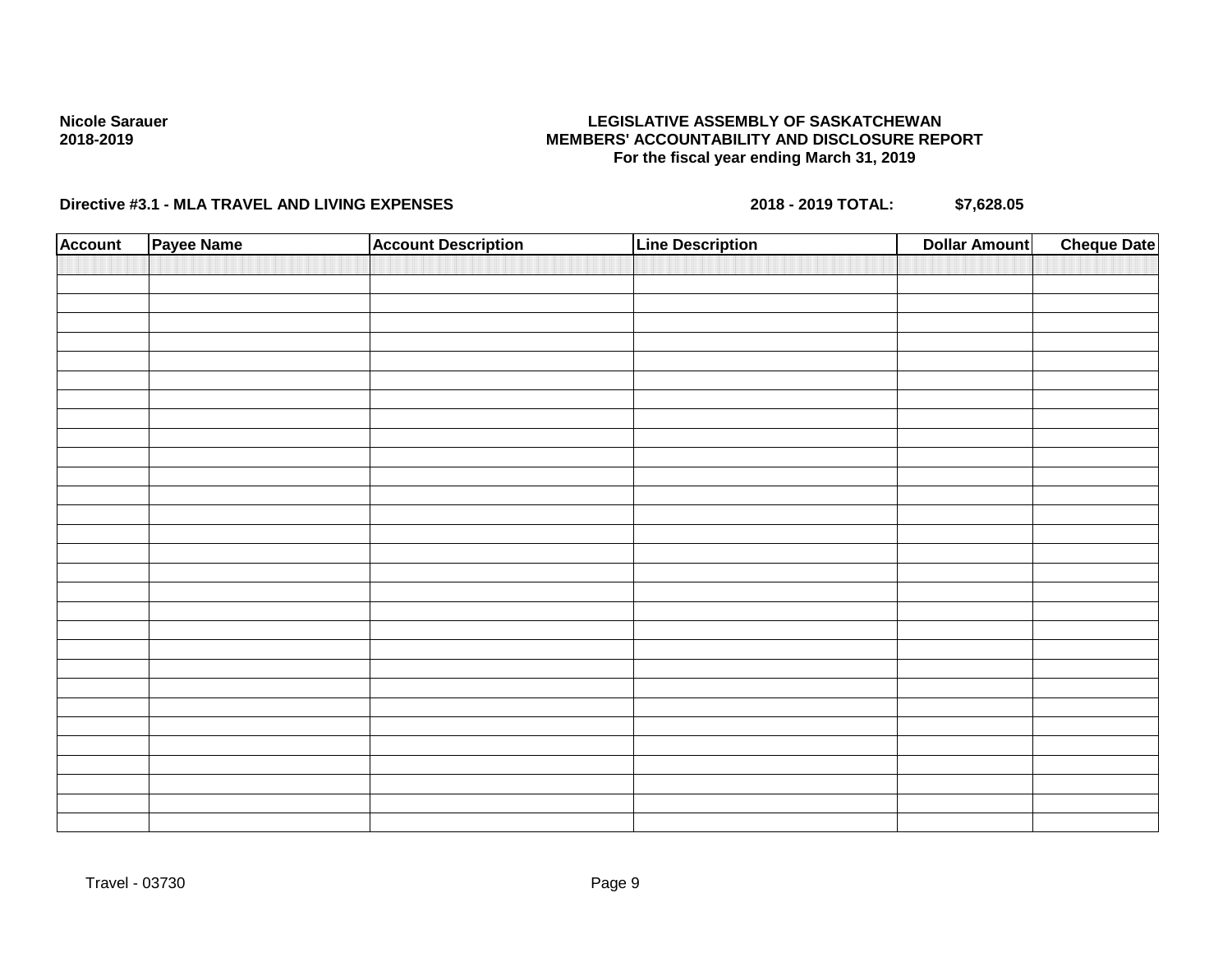**Nicole Sarauer**
**2018-2019**

**LEGISLATIVE ASSEMBLY OF SASKATCHEWAN**
**MEMBERS' ACCOUNTABILITY AND DISCLOSURE REPORT**
**For the fiscal year ending March 31, 2019**

**Directive #3.1 - MLA TRAVEL AND LIVING EXPENSES** **2018 - 2019 TOTAL: $7,628.05**

| Account | Payee Name | Account Description | Line Description | Dollar Amount | Cheque Date |
|---|---|---|---|---|---|
| | | | | | |

Travel - 03730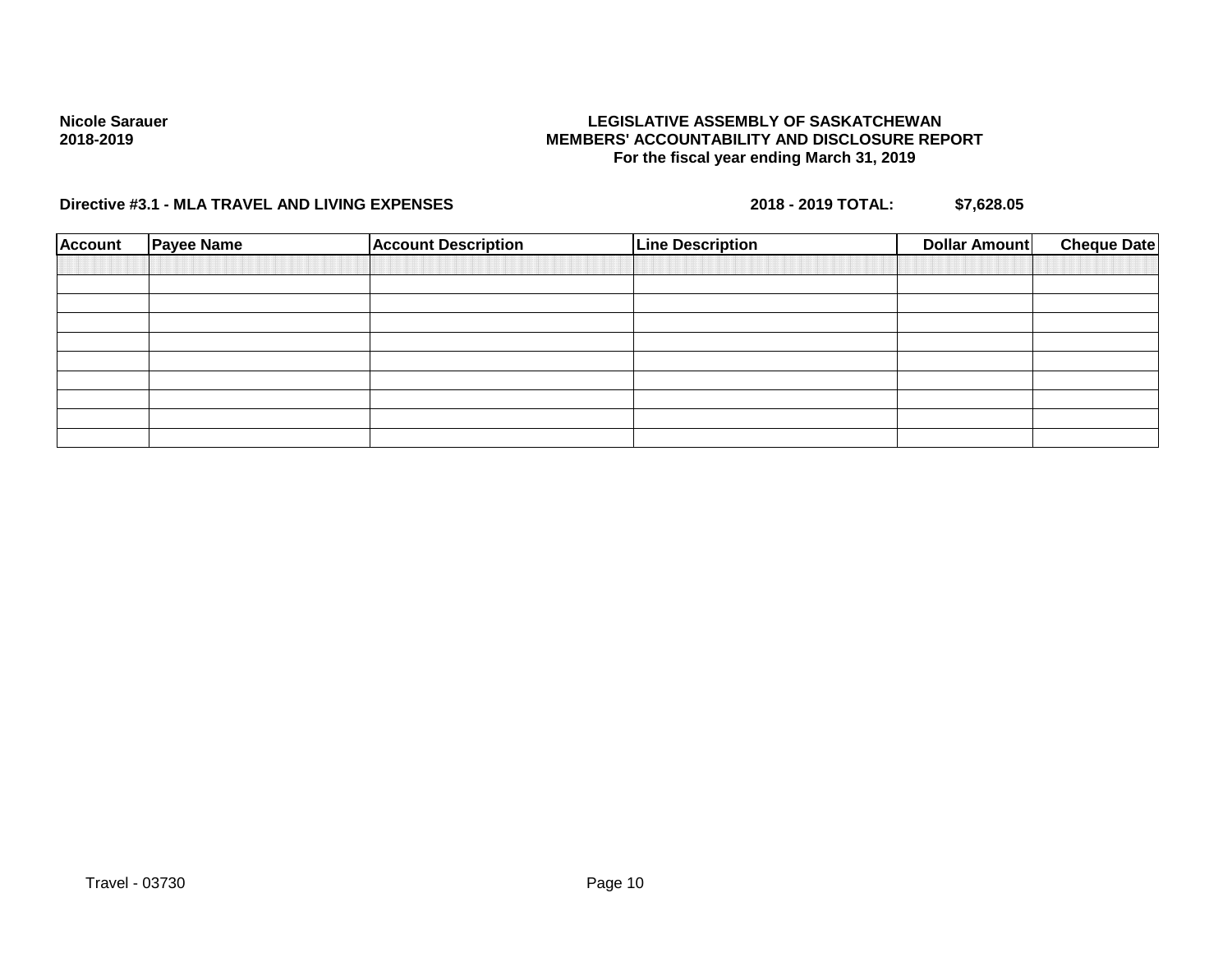**Nicole Sarauer**
**2018-2019**

**LEGISLATIVE ASSEMBLY OF SASKATCHEWAN**
**MEMBERS' ACCOUNTABILITY AND DISCLOSURE REPORT**
**For the fiscal year ending March 31, 2019**

**Directive #3.1 - MLA TRAVEL AND LIVING EXPENSES** **2018 - 2019 TOTAL: $7,628.05**

| Account | Payee Name | Account Description | Line Description | Dollar Amount | Cheque Date |
|---|---|---|---|---|---|
| | | | | | |
| | | | | | |
| | | | | | |
| | | | | | |
| | | | | | |
| | | | | | |
| | | | | | |
| | | | | | |
| | | | | | |

Travel - 03730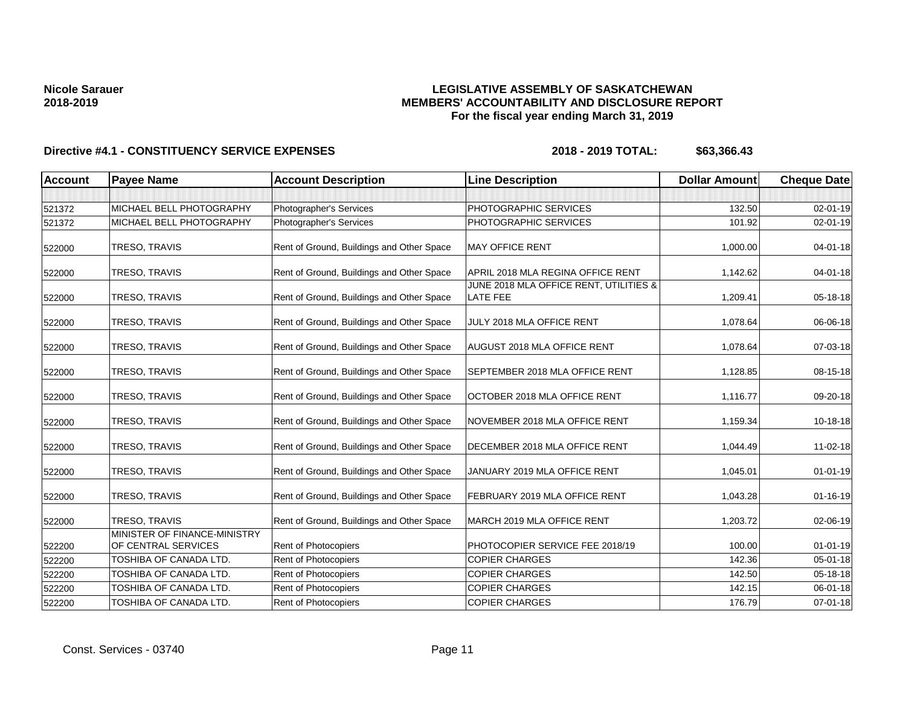**Nicole Sarauer**
**2018-2019**

**LEGISLATIVE ASSEMBLY OF SASKATCHEWAN**
**MEMBERS' ACCOUNTABILITY AND DISCLOSURE REPORT**
**For the fiscal year ending March 31, 2019**

**Directive #4.1 - CONSTITUENCY SERVICE EXPENSES** **2018 - 2019 TOTAL: $63,366.43**

| Account | Payee Name | Account Description | Line Description | Dollar Amount | Cheque Date |
|---|---|---|---|---|---|
| | | | | | |
| 521372 | MICHAEL BELL PHOTOGRAPHY | Photographer's Services | PHOTOGRAPHIC SERVICES | 132.50 | 02-01-19 |
| 521372 | MICHAEL BELL PHOTOGRAPHY | Photographer's Services | PHOTOGRAPHIC SERVICES | 101.92 | 02-01-19 |
| 522000 | TRESO, TRAVIS | Rent of Ground, Buildings and Other Space | MAY OFFICE RENT | 1,000.00 | 04-01-18 |
| 522000 | TRESO, TRAVIS | Rent of Ground, Buildings and Other Space | APRIL 2018 MLA REGINA OFFICE RENT | 1,142.62 | 04-01-18 |
| 522000 | TRESO, TRAVIS | Rent of Ground, Buildings and Other Space | JUNE 2018 MLA OFFICE RENT, UTILITIES & LATE FEE | 1,209.41 | 05-18-18 |
| 522000 | TRESO, TRAVIS | Rent of Ground, Buildings and Other Space | JULY 2018 MLA OFFICE RENT | 1,078.64 | 06-06-18 |
| 522000 | TRESO, TRAVIS | Rent of Ground, Buildings and Other Space | AUGUST 2018 MLA OFFICE RENT | 1,078.64 | 07-03-18 |
| 522000 | TRESO, TRAVIS | Rent of Ground, Buildings and Other Space | SEPTEMBER 2018 MLA OFFICE RENT | 1,128.85 | 08-15-18 |
| 522000 | TRESO, TRAVIS | Rent of Ground, Buildings and Other Space | OCTOBER 2018 MLA OFFICE RENT | 1,116.77 | 09-20-18 |
| 522000 | TRESO, TRAVIS | Rent of Ground, Buildings and Other Space | NOVEMBER 2018 MLA OFFICE RENT | 1,159.34 | 10-18-18 |
| 522000 | TRESO, TRAVIS | Rent of Ground, Buildings and Other Space | DECEMBER 2018 MLA OFFICE RENT | 1,044.49 | 11-02-18 |
| 522000 | TRESO, TRAVIS | Rent of Ground, Buildings and Other Space | JANUARY 2019 MLA OFFICE RENT | 1,045.01 | 01-01-19 |
| 522000 | TRESO, TRAVIS | Rent of Ground, Buildings and Other Space | FEBRUARY 2019 MLA OFFICE RENT | 1,043.28 | 01-16-19 |
| 522000 | TRESO, TRAVIS | Rent of Ground, Buildings and Other Space | MARCH 2019 MLA OFFICE RENT | 1,203.72 | 02-06-19 |
| 522200 | MINISTER OF FINANCE-MINISTRY OF CENTRAL SERVICES | Rent of Photocopiers | PHOTOCOPIER SERVICE FEE 2018/19 | 100.00 | 01-01-19 |
| 522200 | TOSHIBA OF CANADA LTD. | Rent of Photocopiers | COPIER CHARGES | 142.36 | 05-01-18 |
| 522200 | TOSHIBA OF CANADA LTD. | Rent of Photocopiers | COPIER CHARGES | 142.50 | 05-18-18 |
| 522200 | TOSHIBA OF CANADA LTD. | Rent of Photocopiers | COPIER CHARGES | 142.15 | 06-01-18 |
| 522200 | TOSHIBA OF CANADA LTD. | Rent of Photocopiers | COPIER CHARGES | 176.79 | 07-01-18 |

Const. Services - 03740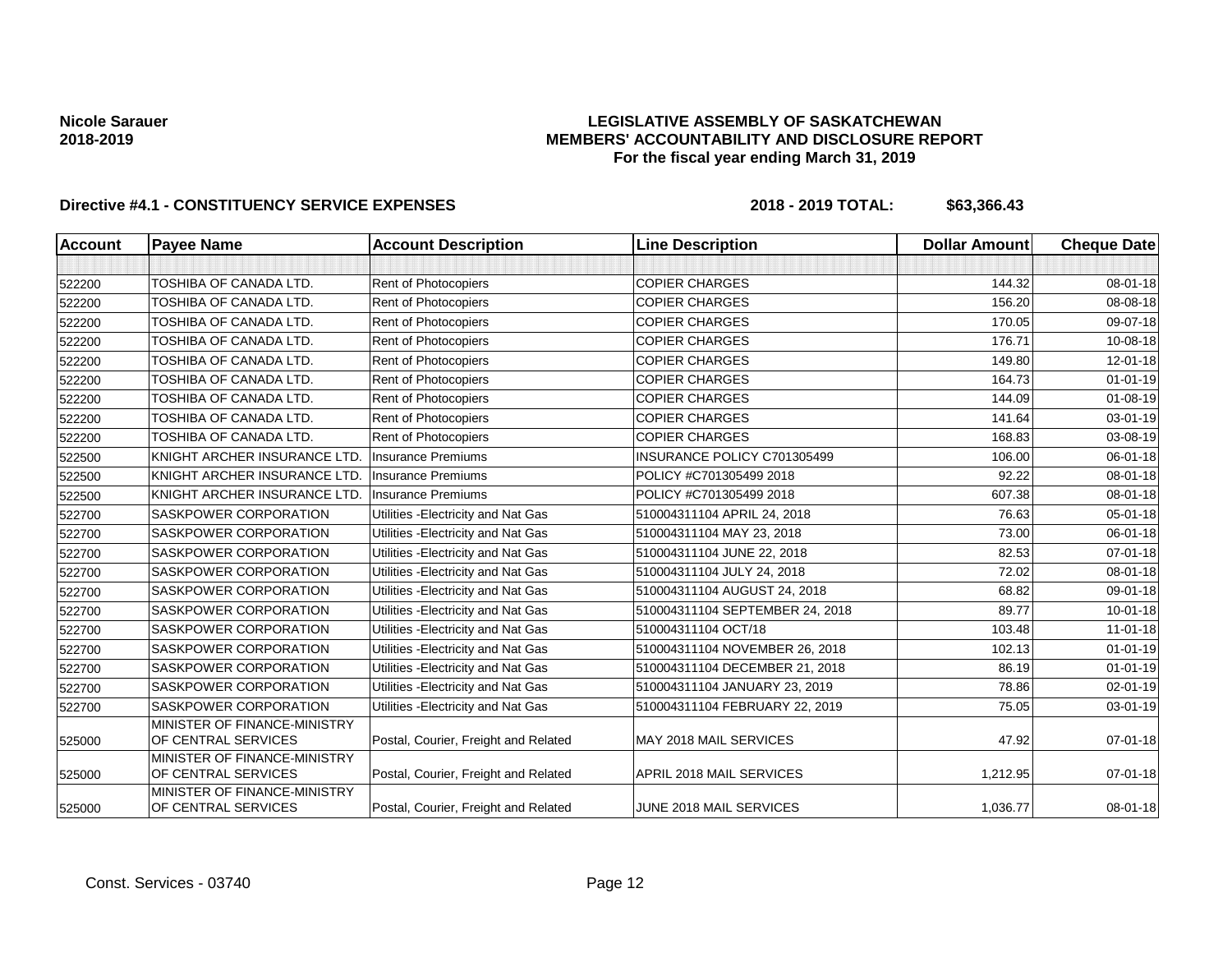**Nicole Sarauer**
**2018-2019**

**LEGISLATIVE ASSEMBLY OF SASKATCHEWAN**
**MEMBERS' ACCOUNTABILITY AND DISCLOSURE REPORT**
**For the fiscal year ending March 31, 2019**

**Directive #4.1 - CONSTITUENCY SERVICE EXPENSES** **2018 - 2019 TOTAL: $63,366.43**

| Account | Payee Name | Account Description | Line Description | Dollar Amount | Cheque Date |
|---|---|---|---|---|---|
| | | | | | |
| 522200 | TOSHIBA OF CANADA LTD. | Rent of Photocopiers | COPIER CHARGES | 144.32 | 08-01-18 |
| 522200 | TOSHIBA OF CANADA LTD. | Rent of Photocopiers | COPIER CHARGES | 156.20 | 08-08-18 |
| 522200 | TOSHIBA OF CANADA LTD. | Rent of Photocopiers | COPIER CHARGES | 170.05 | 09-07-18 |
| 522200 | TOSHIBA OF CANADA LTD. | Rent of Photocopiers | COPIER CHARGES | 176.71 | 10-08-18 |
| 522200 | TOSHIBA OF CANADA LTD. | Rent of Photocopiers | COPIER CHARGES | 149.80 | 12-01-18 |
| 522200 | TOSHIBA OF CANADA LTD. | Rent of Photocopiers | COPIER CHARGES | 164.73 | 01-01-19 |
| 522200 | TOSHIBA OF CANADA LTD. | Rent of Photocopiers | COPIER CHARGES | 144.09 | 01-08-19 |
| 522200 | TOSHIBA OF CANADA LTD. | Rent of Photocopiers | COPIER CHARGES | 141.64 | 03-01-19 |
| 522200 | TOSHIBA OF CANADA LTD. | Rent of Photocopiers | COPIER CHARGES | 168.83 | 03-08-19 |
| 522500 | KNIGHT ARCHER INSURANCE LTD. | Insurance Premiums | INSURANCE POLICY C701305499 | 106.00 | 06-01-18 |
| 522500 | KNIGHT ARCHER INSURANCE LTD. | Insurance Premiums | POLICY #C701305499 2018 | 92.22 | 08-01-18 |
| 522500 | KNIGHT ARCHER INSURANCE LTD. | Insurance Premiums | POLICY #C701305499 2018 | 607.38 | 08-01-18 |
| 522700 | SASKPOWER CORPORATION | Utilities -Electricity and Nat Gas | 510004311104 APRIL 24, 2018 | 76.63 | 05-01-18 |
| 522700 | SASKPOWER CORPORATION | Utilities -Electricity and Nat Gas | 510004311104 MAY 23, 2018 | 73.00 | 06-01-18 |
| 522700 | SASKPOWER CORPORATION | Utilities -Electricity and Nat Gas | 510004311104 JUNE 22, 2018 | 82.53 | 07-01-18 |
| 522700 | SASKPOWER CORPORATION | Utilities -Electricity and Nat Gas | 510004311104 JULY 24, 2018 | 72.02 | 08-01-18 |
| 522700 | SASKPOWER CORPORATION | Utilities -Electricity and Nat Gas | 510004311104 AUGUST 24, 2018 | 68.82 | 09-01-18 |
| 522700 | SASKPOWER CORPORATION | Utilities -Electricity and Nat Gas | 510004311104 SEPTEMBER 24, 2018 | 89.77 | 10-01-18 |
| 522700 | SASKPOWER CORPORATION | Utilities -Electricity and Nat Gas | 510004311104 OCT/18 | 103.48 | 11-01-18 |
| 522700 | SASKPOWER CORPORATION | Utilities -Electricity and Nat Gas | 510004311104 NOVEMBER 26, 2018 | 102.13 | 01-01-19 |
| 522700 | SASKPOWER CORPORATION | Utilities -Electricity and Nat Gas | 510004311104 DECEMBER 21, 2018 | 86.19 | 01-01-19 |
| 522700 | SASKPOWER CORPORATION | Utilities -Electricity and Nat Gas | 510004311104 JANUARY 23, 2019 | 78.86 | 02-01-19 |
| 522700 | SASKPOWER CORPORATION | Utilities -Electricity and Nat Gas | 510004311104 FEBRUARY 22, 2019 | 75.05 | 03-01-19 |
| 525000 | MINISTER OF FINANCE-MINISTRY OF CENTRAL SERVICES | Postal, Courier, Freight and Related | MAY 2018 MAIL SERVICES | 47.92 | 07-01-18 |
| 525000 | MINISTER OF FINANCE-MINISTRY OF CENTRAL SERVICES | Postal, Courier, Freight and Related | APRIL 2018 MAIL SERVICES | 1,212.95 | 07-01-18 |
| 525000 | MINISTER OF FINANCE-MINISTRY OF CENTRAL SERVICES | Postal, Courier, Freight and Related | JUNE 2018 MAIL SERVICES | 1,036.77 | 08-01-18 |

Const. Services - 03740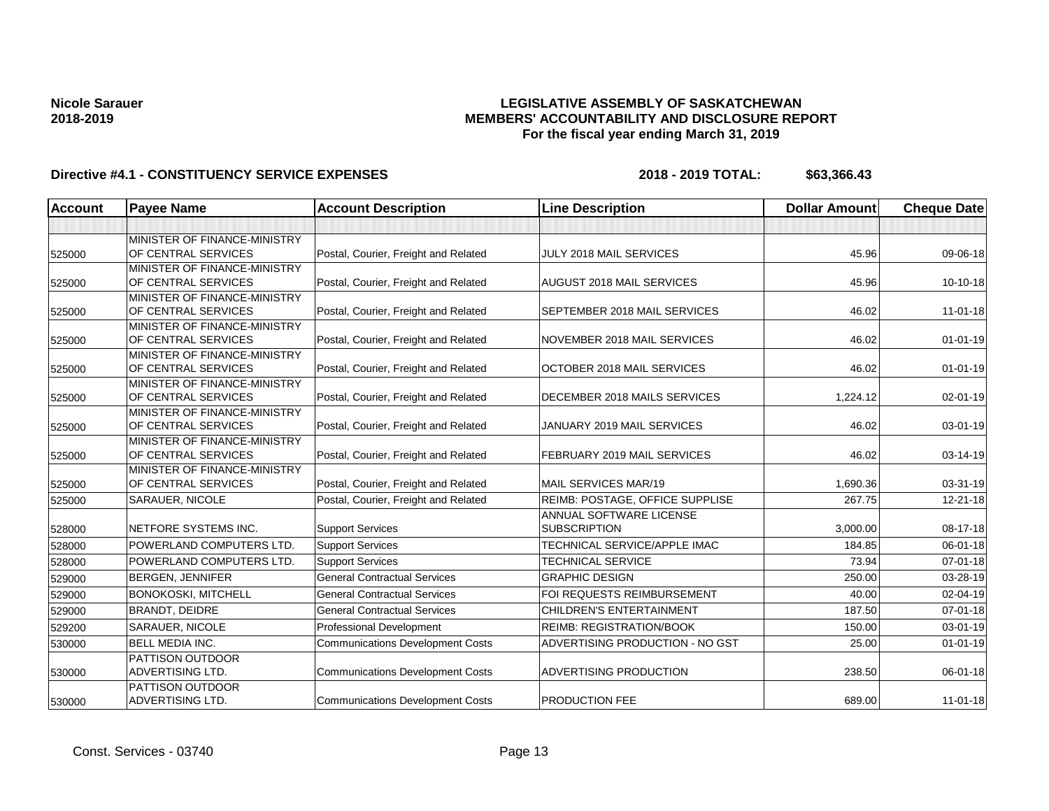**Nicole Sarauer**
**2018-2019**

# LEGISLATIVE ASSEMBLY OF SASKATCHEWAN
## MEMBERS' ACCOUNTABILITY AND DISCLOSURE REPORT
### For the fiscal year ending March 31, 2019

**Directive #4.1 - CONSTITUENCY SERVICE EXPENSES** **2018 - 2019 TOTAL: $63,366.43**

| Account | Payee Name | Account Description | Line Description | Dollar Amount | Cheque Date |
|---|---|---|---|---|---|
| | | | | | |
| 525000 | MINISTER OF FINANCE-MINISTRY OF CENTRAL SERVICES | Postal, Courier, Freight and Related | JULY 2018 MAIL SERVICES | 45.96 | 09-06-18 |
| 525000 | MINISTER OF FINANCE-MINISTRY OF CENTRAL SERVICES | Postal, Courier, Freight and Related | AUGUST 2018 MAIL SERVICES | 45.96 | 10-10-18 |
| 525000 | MINISTER OF FINANCE-MINISTRY OF CENTRAL SERVICES | Postal, Courier, Freight and Related | SEPTEMBER 2018 MAIL SERVICES | 46.02 | 11-01-18 |
| 525000 | MINISTER OF FINANCE-MINISTRY OF CENTRAL SERVICES | Postal, Courier, Freight and Related | NOVEMBER 2018 MAIL SERVICES | 46.02 | 01-01-19 |
| 525000 | MINISTER OF FINANCE-MINISTRY OF CENTRAL SERVICES | Postal, Courier, Freight and Related | OCTOBER 2018 MAIL SERVICES | 46.02 | 01-01-19 |
| 525000 | MINISTER OF FINANCE-MINISTRY OF CENTRAL SERVICES | Postal, Courier, Freight and Related | DECEMBER 2018 MAILS SERVICES | 1,224.12 | 02-01-19 |
| 525000 | MINISTER OF FINANCE-MINISTRY OF CENTRAL SERVICES | Postal, Courier, Freight and Related | JANUARY 2019 MAIL SERVICES | 46.02 | 03-01-19 |
| 525000 | MINISTER OF FINANCE-MINISTRY OF CENTRAL SERVICES | Postal, Courier, Freight and Related | FEBRUARY 2019 MAIL SERVICES | 46.02 | 03-14-19 |
| 525000 | MINISTER OF FINANCE-MINISTRY OF CENTRAL SERVICES | Postal, Courier, Freight and Related | MAIL SERVICES MAR/19 | 1,690.36 | 03-31-19 |
| 525000 | SARAUER, NICOLE | Postal, Courier, Freight and Related | REIMB: POSTAGE, OFFICE SUPPLISE | 267.75 | 12-21-18 |
| 528000 | NETFORE SYSTEMS INC. | Support Services | ANNUAL SOFTWARE LICENSE SUBSCRIPTION | 3,000.00 | 08-17-18 |
| 528000 | POWERLAND COMPUTERS LTD. | Support Services | TECHNICAL SERVICE/APPLE IMAC | 184.85 | 06-01-18 |
| 528000 | POWERLAND COMPUTERS LTD. | Support Services | TECHNICAL SERVICE | 73.94 | 07-01-18 |
| 529000 | BERGEN, JENNIFER | General Contractual Services | GRAPHIC DESIGN | 250.00 | 03-28-19 |
| 529000 | BONOKOSKI, MITCHELL | General Contractual Services | FOI REQUESTS REIMBURSEMENT | 40.00 | 02-04-19 |
| 529000 | BRANDT, DEIDRE | General Contractual Services | CHILDREN'S ENTERTAINMENT | 187.50 | 07-01-18 |
| 529200 | SARAUER, NICOLE | Professional Development | REIMB: REGISTRATION/BOOK | 150.00 | 03-01-19 |
| 530000 | BELL MEDIA INC. | Communications Development Costs | ADVERTISING PRODUCTION - NO GST | 25.00 | 01-01-19 |
| 530000 | PATTISON OUTDOOR ADVERTISING LTD. | Communications Development Costs | ADVERTISING PRODUCTION | 238.50 | 06-01-18 |
| 530000 | PATTISON OUTDOOR ADVERTISING LTD. | Communications Development Costs | PRODUCTION FEE | 689.00 | 11-01-18 |

Const. Services - 03740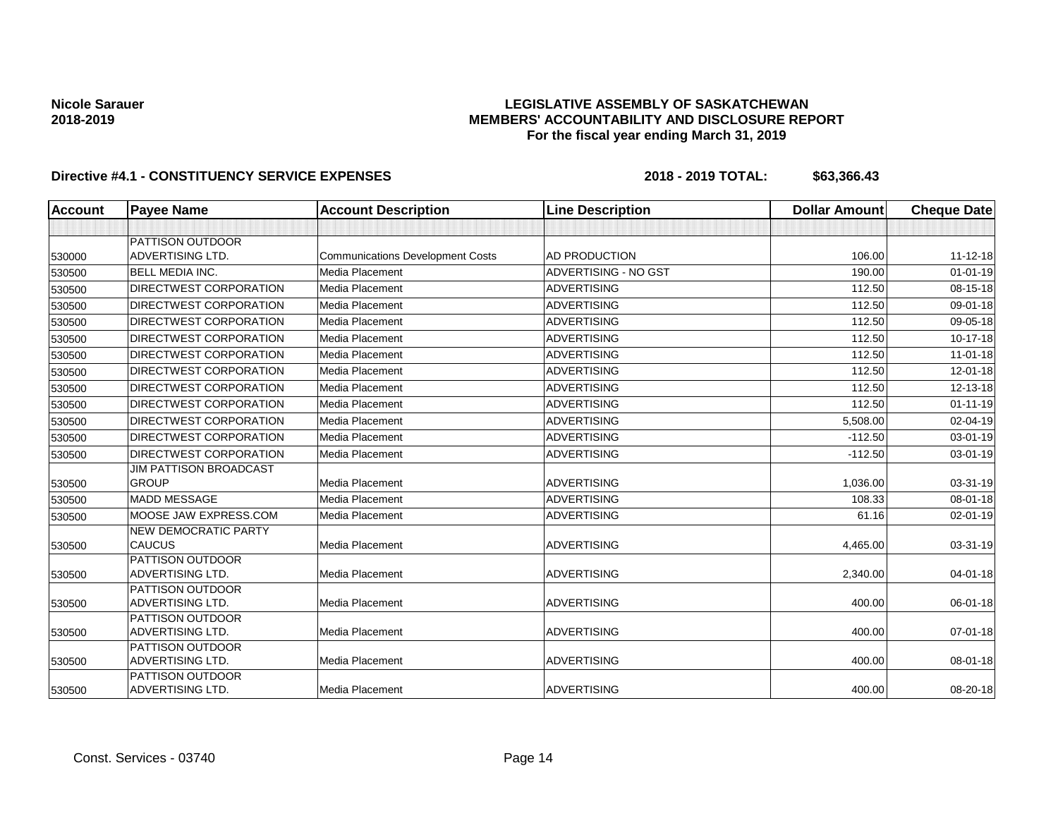**Nicole Sarauer**
**2018-2019**

**LEGISLATIVE ASSEMBLY OF SASKATCHEWAN**
**MEMBERS' ACCOUNTABILITY AND DISCLOSURE REPORT**
**For the fiscal year ending March 31, 2019**

**Directive #4.1 - CONSTITUENCY SERVICE EXPENSES** **2018 - 2019 TOTAL: $63,366.43**

| Account | Payee Name | Account Description | Line Description | Dollar Amount | Cheque Date |
|---|---|---|---|---|---|
| | | | | | |
| 530000 | PATTISON OUTDOOR ADVERTISING LTD. | Communications Development Costs | AD PRODUCTION | 106.00 | 11-12-18 |
| 530500 | BELL MEDIA INC. | Media Placement | ADVERTISING - NO GST | 190.00 | 01-01-19 |
| 530500 | DIRECTWEST CORPORATION | Media Placement | ADVERTISING | 112.50 | 08-15-18 |
| 530500 | DIRECTWEST CORPORATION | Media Placement | ADVERTISING | 112.50 | 09-01-18 |
| 530500 | DIRECTWEST CORPORATION | Media Placement | ADVERTISING | 112.50 | 09-05-18 |
| 530500 | DIRECTWEST CORPORATION | Media Placement | ADVERTISING | 112.50 | 10-17-18 |
| 530500 | DIRECTWEST CORPORATION | Media Placement | ADVERTISING | 112.50 | 11-01-18 |
| 530500 | DIRECTWEST CORPORATION | Media Placement | ADVERTISING | 112.50 | 12-01-18 |
| 530500 | DIRECTWEST CORPORATION | Media Placement | ADVERTISING | 112.50 | 12-13-18 |
| 530500 | DIRECTWEST CORPORATION | Media Placement | ADVERTISING | 112.50 | 01-11-19 |
| 530500 | DIRECTWEST CORPORATION | Media Placement | ADVERTISING | 5,508.00 | 02-04-19 |
| 530500 | DIRECTWEST CORPORATION | Media Placement | ADVERTISING | -112.50 | 03-01-19 |
| 530500 | DIRECTWEST CORPORATION | Media Placement | ADVERTISING | -112.50 | 03-01-19 |
| 530500 | JIM PATTISON BROADCAST GROUP | Media Placement | ADVERTISING | 1,036.00 | 03-31-19 |
| 530500 | MADD MESSAGE | Media Placement | ADVERTISING | 108.33 | 08-01-18 |
| 530500 | MOOSE JAW EXPRESS.COM | Media Placement | ADVERTISING | 61.16 | 02-01-19 |
| 530500 | NEW DEMOCRATIC PARTY CAUCUS | Media Placement | ADVERTISING | 4,465.00 | 03-31-19 |
| 530500 | PATTISON OUTDOOR ADVERTISING LTD. | Media Placement | ADVERTISING | 2,340.00 | 04-01-18 |
| 530500 | PATTISON OUTDOOR ADVERTISING LTD. | Media Placement | ADVERTISING | 400.00 | 06-01-18 |
| 530500 | PATTISON OUTDOOR ADVERTISING LTD. | Media Placement | ADVERTISING | 400.00 | 07-01-18 |
| 530500 | PATTISON OUTDOOR ADVERTISING LTD. | Media Placement | ADVERTISING | 400.00 | 08-01-18 |
| 530500 | PATTISON OUTDOOR ADVERTISING LTD. | Media Placement | ADVERTISING | 400.00 | 08-20-18 |

Const. Services - 03740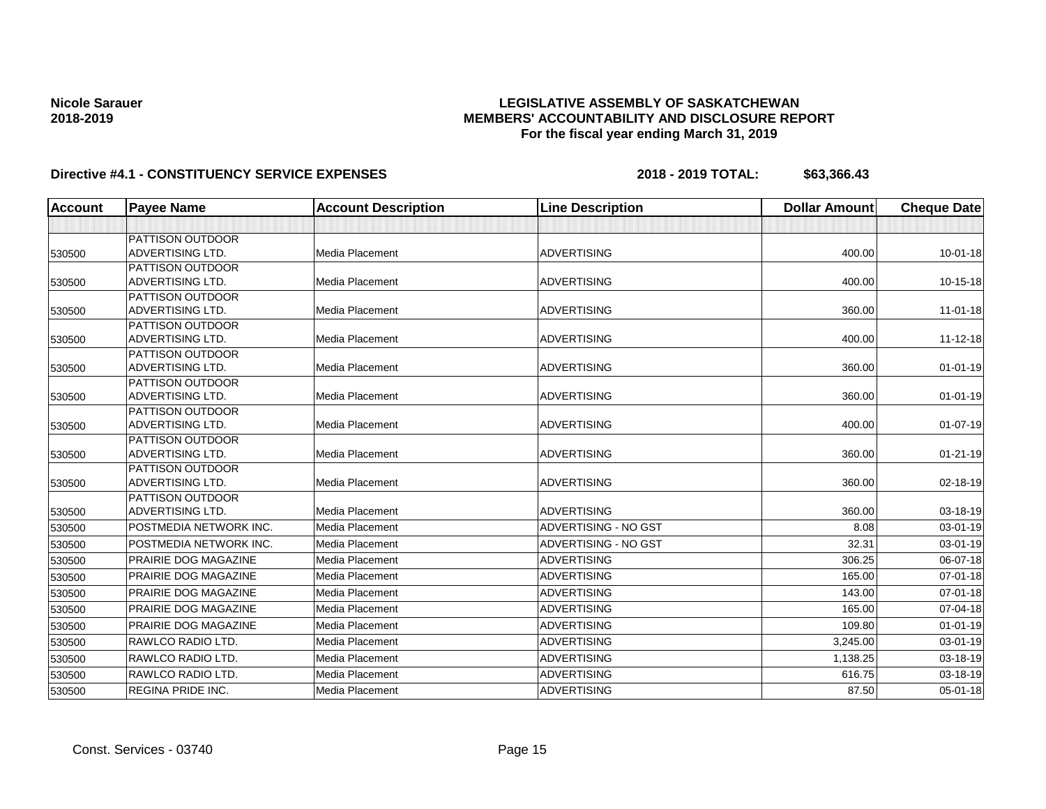**Nicole Sarauer**
**2018-2019**

**LEGISLATIVE ASSEMBLY OF SASKATCHEWAN**
**MEMBERS' ACCOUNTABILITY AND DISCLOSURE REPORT**
**For the fiscal year ending March 31, 2019**

**Directive #4.1 - CONSTITUENCY SERVICE EXPENSES** **2018 - 2019 TOTAL: $63,366.43**

| Account | Payee Name | Account Description | Line Description | Dollar Amount | Cheque Date |
|---|---|---|---|---|---|
| | | | | | |
| 530500 | PATTISON OUTDOOR ADVERTISING LTD. | Media Placement | ADVERTISING | 400.00 | 10-01-18 |
| 530500 | PATTISON OUTDOOR ADVERTISING LTD. | Media Placement | ADVERTISING | 400.00 | 10-15-18 |
| 530500 | PATTISON OUTDOOR ADVERTISING LTD. | Media Placement | ADVERTISING | 360.00 | 11-01-18 |
| 530500 | PATTISON OUTDOOR ADVERTISING LTD. | Media Placement | ADVERTISING | 400.00 | 11-12-18 |
| 530500 | PATTISON OUTDOOR ADVERTISING LTD. | Media Placement | ADVERTISING | 360.00 | 01-01-19 |
| 530500 | PATTISON OUTDOOR ADVERTISING LTD. | Media Placement | ADVERTISING | 360.00 | 01-01-19 |
| 530500 | PATTISON OUTDOOR ADVERTISING LTD. | Media Placement | ADVERTISING | 400.00 | 01-07-19 |
| 530500 | PATTISON OUTDOOR ADVERTISING LTD. | Media Placement | ADVERTISING | 360.00 | 01-21-19 |
| 530500 | PATTISON OUTDOOR ADVERTISING LTD. | Media Placement | ADVERTISING | 360.00 | 02-18-19 |
| 530500 | PATTISON OUTDOOR ADVERTISING LTD. | Media Placement | ADVERTISING | 360.00 | 03-18-19 |
| 530500 | POSTMEDIA NETWORK INC. | Media Placement | ADVERTISING - NO GST | 8.08 | 03-01-19 |
| 530500 | POSTMEDIA NETWORK INC. | Media Placement | ADVERTISING - NO GST | 32.31 | 03-01-19 |
| 530500 | PRAIRIE DOG MAGAZINE | Media Placement | ADVERTISING | 306.25 | 06-07-18 |
| 530500 | PRAIRIE DOG MAGAZINE | Media Placement | ADVERTISING | 165.00 | 07-01-18 |
| 530500 | PRAIRIE DOG MAGAZINE | Media Placement | ADVERTISING | 143.00 | 07-01-18 |
| 530500 | PRAIRIE DOG MAGAZINE | Media Placement | ADVERTISING | 165.00 | 07-04-18 |
| 530500 | PRAIRIE DOG MAGAZINE | Media Placement | ADVERTISING | 109.80 | 01-01-19 |
| 530500 | RAWLCO RADIO LTD. | Media Placement | ADVERTISING | 3,245.00 | 03-01-19 |
| 530500 | RAWLCO RADIO LTD. | Media Placement | ADVERTISING | 1,138.25 | 03-18-19 |
| 530500 | RAWLCO RADIO LTD. | Media Placement | ADVERTISING | 616.75 | 03-18-19 |
| 530500 | REGINA PRIDE INC. | Media Placement | ADVERTISING | 87.50 | 05-01-18 |

Const. Services - 03740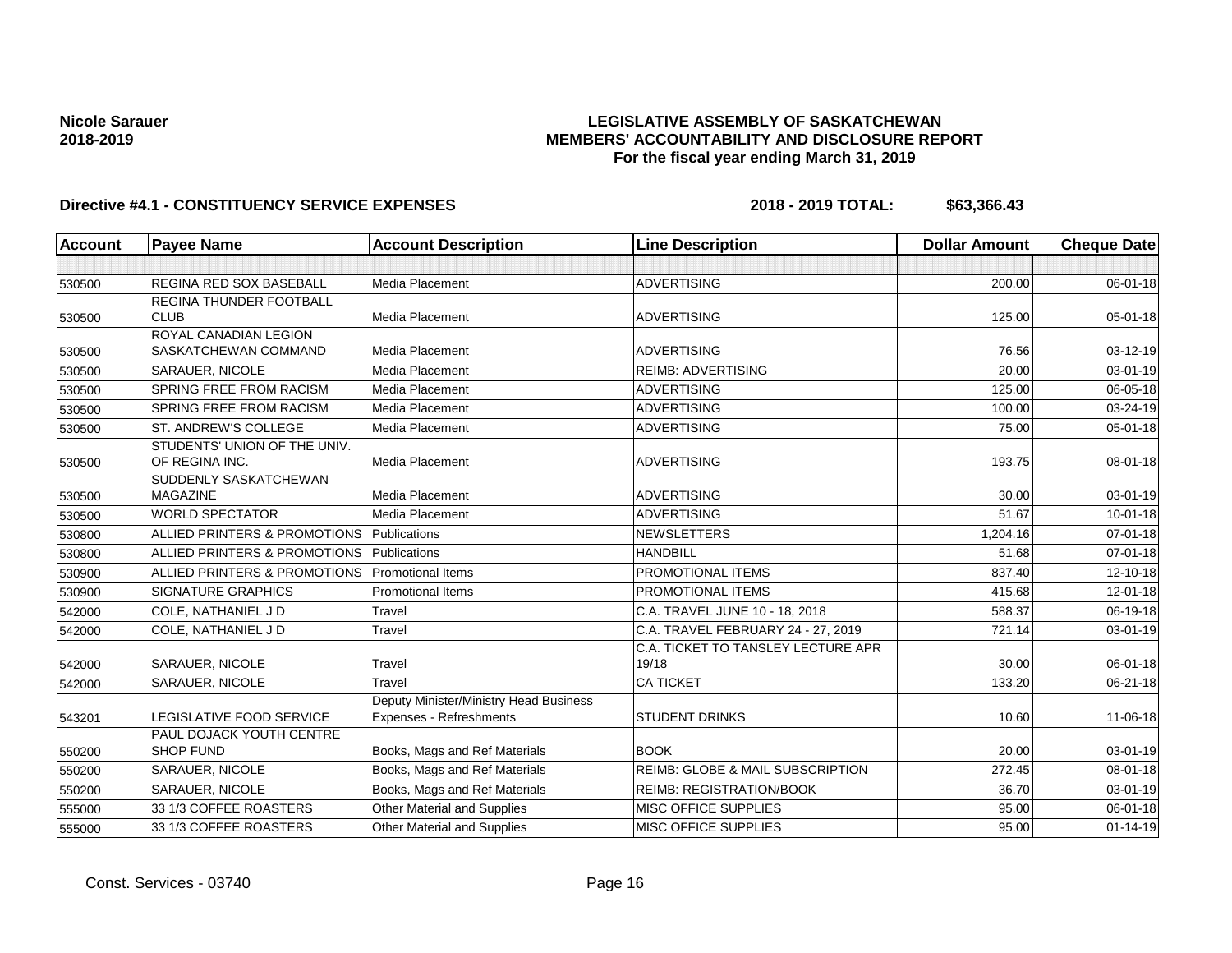**Nicole Sarauer**
**2018-2019**

**LEGISLATIVE ASSEMBLY OF SASKATCHEWAN**
**MEMBERS' ACCOUNTABILITY AND DISCLOSURE REPORT**
**For the fiscal year ending March 31, 2019**

**Directive #4.1 - CONSTITUENCY SERVICE EXPENSES** **2018 - 2019 TOTAL: $63,366.43**

| Account | Payee Name | Account Description | Line Description | Dollar Amount | Cheque Date |
|---|---|---|---|---|---|
| | | | | | |
| 530500 | REGINA RED SOX BASEBALL | Media Placement | ADVERTISING | 200.00 | 06-01-18 |
| 530500 | REGINA THUNDER FOOTBALL CLUB | Media Placement | ADVERTISING | 125.00 | 05-01-18 |
| 530500 | ROYAL CANADIAN LEGION SASKATCHEWAN COMMAND | Media Placement | ADVERTISING | 76.56 | 03-12-19 |
| 530500 | SARAUER, NICOLE | Media Placement | REIMB: ADVERTISING | 20.00 | 03-01-19 |
| 530500 | SPRING FREE FROM RACISM | Media Placement | ADVERTISING | 125.00 | 06-05-18 |
| 530500 | SPRING FREE FROM RACISM | Media Placement | ADVERTISING | 100.00 | 03-24-19 |
| 530500 | ST. ANDREW'S COLLEGE | Media Placement | ADVERTISING | 75.00 | 05-01-18 |
| 530500 | STUDENTS' UNION OF THE UNIV. OF REGINA INC. | Media Placement | ADVERTISING | 193.75 | 08-01-18 |
| 530500 | SUDDENLY SASKATCHEWAN MAGAZINE | Media Placement | ADVERTISING | 30.00 | 03-01-19 |
| 530500 | WORLD SPECTATOR | Media Placement | ADVERTISING | 51.67 | 10-01-18 |
| 530800 | ALLIED PRINTERS & PROMOTIONS | Publications | NEWSLETTERS | 1,204.16 | 07-01-18 |
| 530800 | ALLIED PRINTERS & PROMOTIONS | Publications | HANDBILL | 51.68 | 07-01-18 |
| 530900 | ALLIED PRINTERS & PROMOTIONS | Promotional Items | PROMOTIONAL ITEMS | 837.40 | 12-10-18 |
| 530900 | SIGNATURE GRAPHICS | Promotional Items | PROMOTIONAL ITEMS | 415.68 | 12-01-18 |
| 542000 | COLE, NATHANIEL J D | Travel | C.A. TRAVEL JUNE 10 - 18, 2018 | 588.37 | 06-19-18 |
| 542000 | COLE, NATHANIEL J D | Travel | C.A. TRAVEL FEBRUARY 24 - 27, 2019 | 721.14 | 03-01-19 |
| 542000 | SARAUER, NICOLE | Travel | C.A. TICKET TO TANSLEY LECTURE APR 19/18 | 30.00 | 06-01-18 |
| 542000 | SARAUER, NICOLE | Travel | CA TICKET | 133.20 | 06-21-18 |
| 543201 | LEGISLATIVE FOOD SERVICE | Deputy Minister/Ministry Head Business Expenses - Refreshments | STUDENT DRINKS | 10.60 | 11-06-18 |
| 550200 | PAUL DOJACK YOUTH CENTRE SHOP FUND | Books, Mags and Ref Materials | BOOK | 20.00 | 03-01-19 |
| 550200 | SARAUER, NICOLE | Books, Mags and Ref Materials | REIMB: GLOBE & MAIL SUBSCRIPTION | 272.45 | 08-01-18 |
| 550200 | SARAUER, NICOLE | Books, Mags and Ref Materials | REIMB: REGISTRATION/BOOK | 36.70 | 03-01-19 |
| 555000 | 33 1/3 COFFEE ROASTERS | Other Material and Supplies | MISC OFFICE SUPPLIES | 95.00 | 06-01-18 |
| 555000 | 33 1/3 COFFEE ROASTERS | Other Material and Supplies | MISC OFFICE SUPPLIES | 95.00 | 01-14-19 |

Const. Services - 03740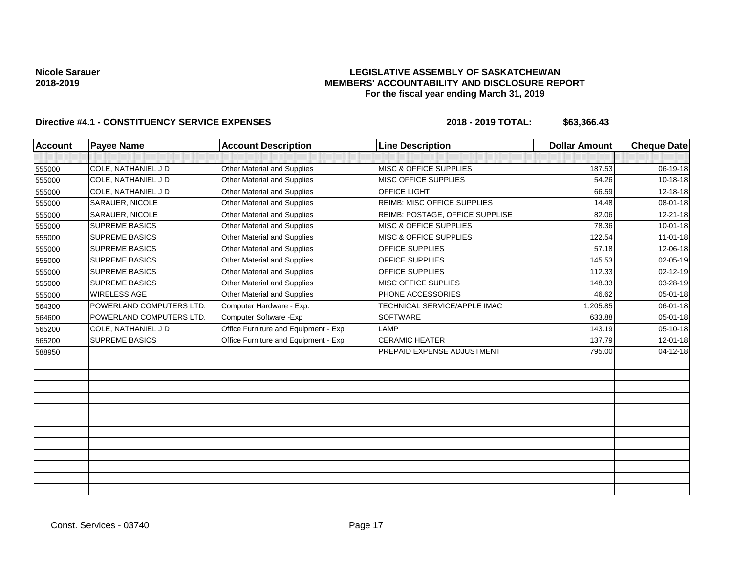**Nicole Sarauer**
**2018-2019**

**LEGISLATIVE ASSEMBLY OF SASKATCHEWAN**
**MEMBERS' ACCOUNTABILITY AND DISCLOSURE REPORT**
**For the fiscal year ending March 31, 2019**

**Directive #4.1 - CONSTITUENCY SERVICE EXPENSES** **2018 - 2019 TOTAL: $63,366.43**

| Account | Payee Name | Account Description | Line Description | Dollar Amount | Cheque Date |
|---|---|---|---|---|---|
| | | | | | |
| 555000 | COLE, NATHANIEL J D | Other Material and Supplies | MISC & OFFICE SUPPLIES | 187.53 | 06-19-18 |
| 555000 | COLE, NATHANIEL J D | Other Material and Supplies | MISC OFFICE SUPPLIES | 54.26 | 10-18-18 |
| 555000 | COLE, NATHANIEL J D | Other Material and Supplies | OFFICE LIGHT | 66.59 | 12-18-18 |
| 555000 | SARAUER, NICOLE | Other Material and Supplies | REIMB: MISC OFFICE SUPPLIES | 14.48 | 08-01-18 |
| 555000 | SARAUER, NICOLE | Other Material and Supplies | REIMB: POSTAGE, OFFICE SUPPLISE | 82.06 | 12-21-18 |
| 555000 | SUPREME BASICS | Other Material and Supplies | MISC & OFFICE SUPPLIES | 78.36 | 10-01-18 |
| 555000 | SUPREME BASICS | Other Material and Supplies | MISC & OFFICE SUPPLIES | 122.54 | 11-01-18 |
| 555000 | SUPREME BASICS | Other Material and Supplies | OFFICE SUPPLIES | 57.18 | 12-06-18 |
| 555000 | SUPREME BASICS | Other Material and Supplies | OFFICE SUPPLIES | 145.53 | 02-05-19 |
| 555000 | SUPREME BASICS | Other Material and Supplies | OFFICE SUPPLIES | 112.33 | 02-12-19 |
| 555000 | SUPREME BASICS | Other Material and Supplies | MISC OFFICE SUPLIES | 148.33 | 03-28-19 |
| 555000 | WIRELESS AGE | Other Material and Supplies | PHONE ACCESSORIES | 46.62 | 05-01-18 |
| 564300 | POWERLAND COMPUTERS LTD. | Computer Hardware - Exp. | TECHNICAL SERVICE/APPLE IMAC | 1,205.85 | 06-01-18 |
| 564600 | POWERLAND COMPUTERS LTD. | Computer Software -Exp | SOFTWARE | 633.88 | 05-01-18 |
| 565200 | COLE, NATHANIEL J D | Office Furniture and Equipment - Exp | LAMP | 143.19 | 05-10-18 |
| 565200 | SUPREME BASICS | Office Furniture and Equipment - Exp | CERAMIC HEATER | 137.79 | 12-01-18 |
| 588950 | | | PREPAID EXPENSE ADJUSTMENT | 795.00 | 04-12-18 |

Const. Services - 03740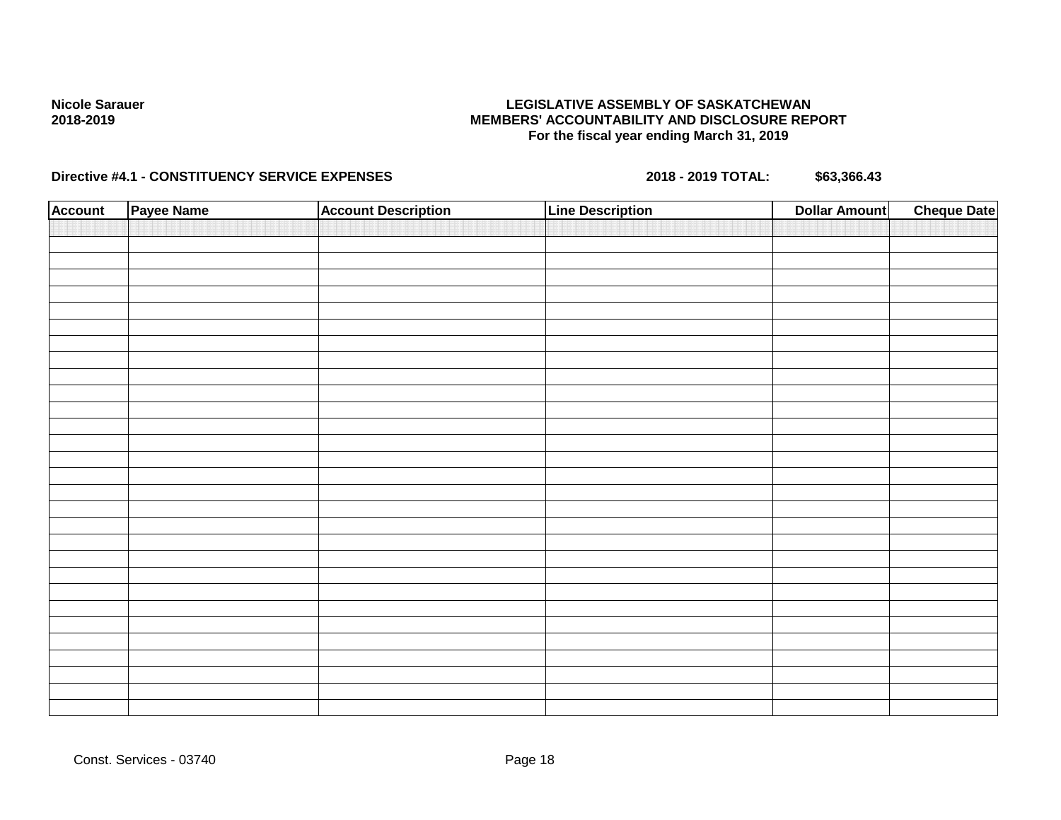**Nicole Sarauer**
**2018-2019**

**LEGISLATIVE ASSEMBLY OF SASKATCHEWAN**
**MEMBERS' ACCOUNTABILITY AND DISCLOSURE REPORT**
**For the fiscal year ending March 31, 2019**

**Directive #4.1 - CONSTITUENCY SERVICE EXPENSES** **2018 - 2019 TOTAL:** **$63,366.43**

| Account | Payee Name | Account Description | Line Description | Dollar Amount | Cheque Date |
|---|---|---|---|---|---|
| | | | | | |

Const. Services - 03740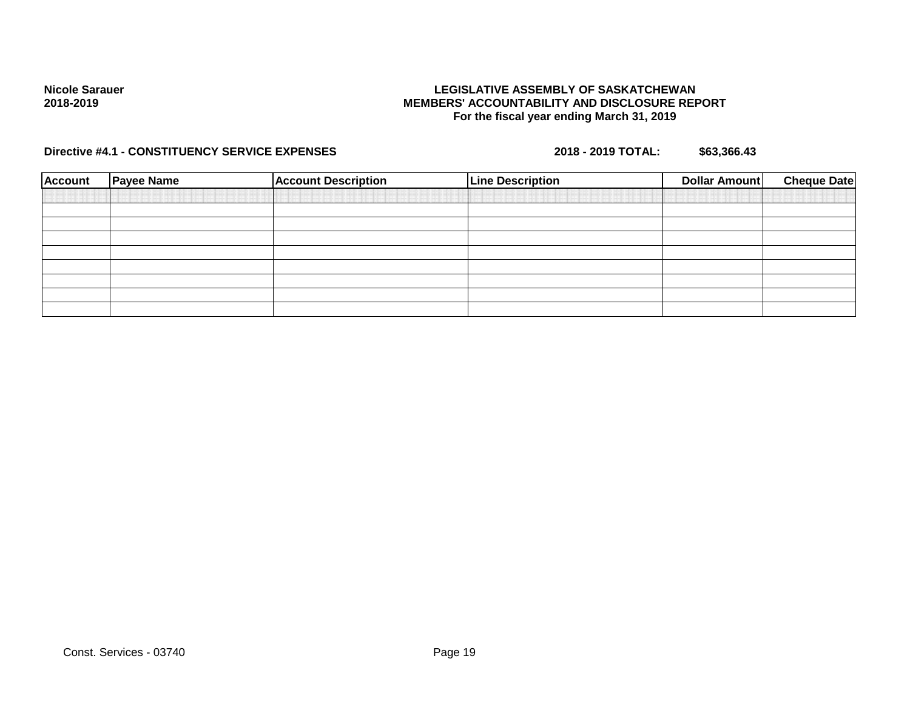**Nicole Sarauer**
**2018-2019**

**LEGISLATIVE ASSEMBLY OF SASKATCHEWAN**
**MEMBERS' ACCOUNTABILITY AND DISCLOSURE REPORT**
**For the fiscal year ending March 31, 2019**

**Directive #4.1 - CONSTITUENCY SERVICE EXPENSES** **2018 - 2019 TOTAL:** **$63,366.43**

| Account | Payee Name | Account Description | Line Description | Dollar Amount | Cheque Date |
|---|---|---|---|---|---|
| | | | | | |
| | | | | | |
| | | | | | |
| | | | | | |
| | | | | | |
| | | | | | |
| | | | | | |
| | | | | | |

Const. Services - 03740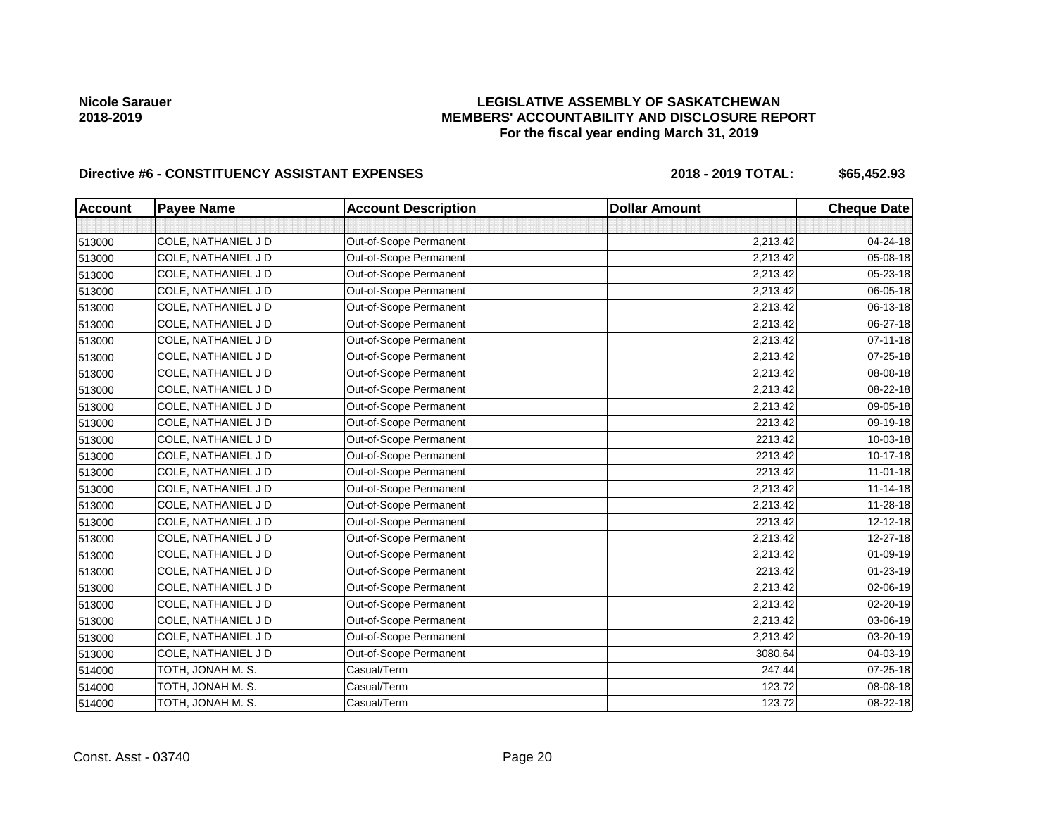**Nicole Sarauer**
**2018-2019**

# LEGISLATIVE ASSEMBLY OF SASKATCHEWAN
## MEMBERS' ACCOUNTABILITY AND DISCLOSURE REPORT
### For the fiscal year ending March 31, 2019

**Directive #6 - CONSTITUENCY ASSISTANT EXPENSES** **2018 - 2019 TOTAL: $65,452.93**

| Account | Payee Name | Account Description | Dollar Amount | Cheque Date |
|---|---|---|---|---|
| | | | | |
| 513000 | COLE, NATHANIEL J D | Out-of-Scope Permanent | 2,213.42 | 04-24-18 |
| 513000 | COLE, NATHANIEL J D | Out-of-Scope Permanent | 2,213.42 | 05-08-18 |
| 513000 | COLE, NATHANIEL J D | Out-of-Scope Permanent | 2,213.42 | 05-23-18 |
| 513000 | COLE, NATHANIEL J D | Out-of-Scope Permanent | 2,213.42 | 06-05-18 |
| 513000 | COLE, NATHANIEL J D | Out-of-Scope Permanent | 2,213.42 | 06-13-18 |
| 513000 | COLE, NATHANIEL J D | Out-of-Scope Permanent | 2,213.42 | 06-27-18 |
| 513000 | COLE, NATHANIEL J D | Out-of-Scope Permanent | 2,213.42 | 07-11-18 |
| 513000 | COLE, NATHANIEL J D | Out-of-Scope Permanent | 2,213.42 | 07-25-18 |
| 513000 | COLE, NATHANIEL J D | Out-of-Scope Permanent | 2,213.42 | 08-08-18 |
| 513000 | COLE, NATHANIEL J D | Out-of-Scope Permanent | 2,213.42 | 08-22-18 |
| 513000 | COLE, NATHANIEL J D | Out-of-Scope Permanent | 2,213.42 | 09-05-18 |
| 513000 | COLE, NATHANIEL J D | Out-of-Scope Permanent | 2213.42 | 09-19-18 |
| 513000 | COLE, NATHANIEL J D | Out-of-Scope Permanent | 2213.42 | 10-03-18 |
| 513000 | COLE, NATHANIEL J D | Out-of-Scope Permanent | 2213.42 | 10-17-18 |
| 513000 | COLE, NATHANIEL J D | Out-of-Scope Permanent | 2213.42 | 11-01-18 |
| 513000 | COLE, NATHANIEL J D | Out-of-Scope Permanent | 2,213.42 | 11-14-18 |
| 513000 | COLE, NATHANIEL J D | Out-of-Scope Permanent | 2,213.42 | 11-28-18 |
| 513000 | COLE, NATHANIEL J D | Out-of-Scope Permanent | 2213.42 | 12-12-18 |
| 513000 | COLE, NATHANIEL J D | Out-of-Scope Permanent | 2,213.42 | 12-27-18 |
| 513000 | COLE, NATHANIEL J D | Out-of-Scope Permanent | 2,213.42 | 01-09-19 |
| 513000 | COLE, NATHANIEL J D | Out-of-Scope Permanent | 2213.42 | 01-23-19 |
| 513000 | COLE, NATHANIEL J D | Out-of-Scope Permanent | 2,213.42 | 02-06-19 |
| 513000 | COLE, NATHANIEL J D | Out-of-Scope Permanent | 2,213.42 | 02-20-19 |
| 513000 | COLE, NATHANIEL J D | Out-of-Scope Permanent | 2,213.42 | 03-06-19 |
| 513000 | COLE, NATHANIEL J D | Out-of-Scope Permanent | 2,213.42 | 03-20-19 |
| 513000 | COLE, NATHANIEL J D | Out-of-Scope Permanent | 3080.64 | 04-03-19 |
| 514000 | TOTH, JONAH M. S. | Casual/Term | 247.44 | 07-25-18 |
| 514000 | TOTH, JONAH M. S. | Casual/Term | 123.72 | 08-08-18 |
| 514000 | TOTH, JONAH M. S. | Casual/Term | 123.72 | 08-22-18 |

Const. Asst - 03740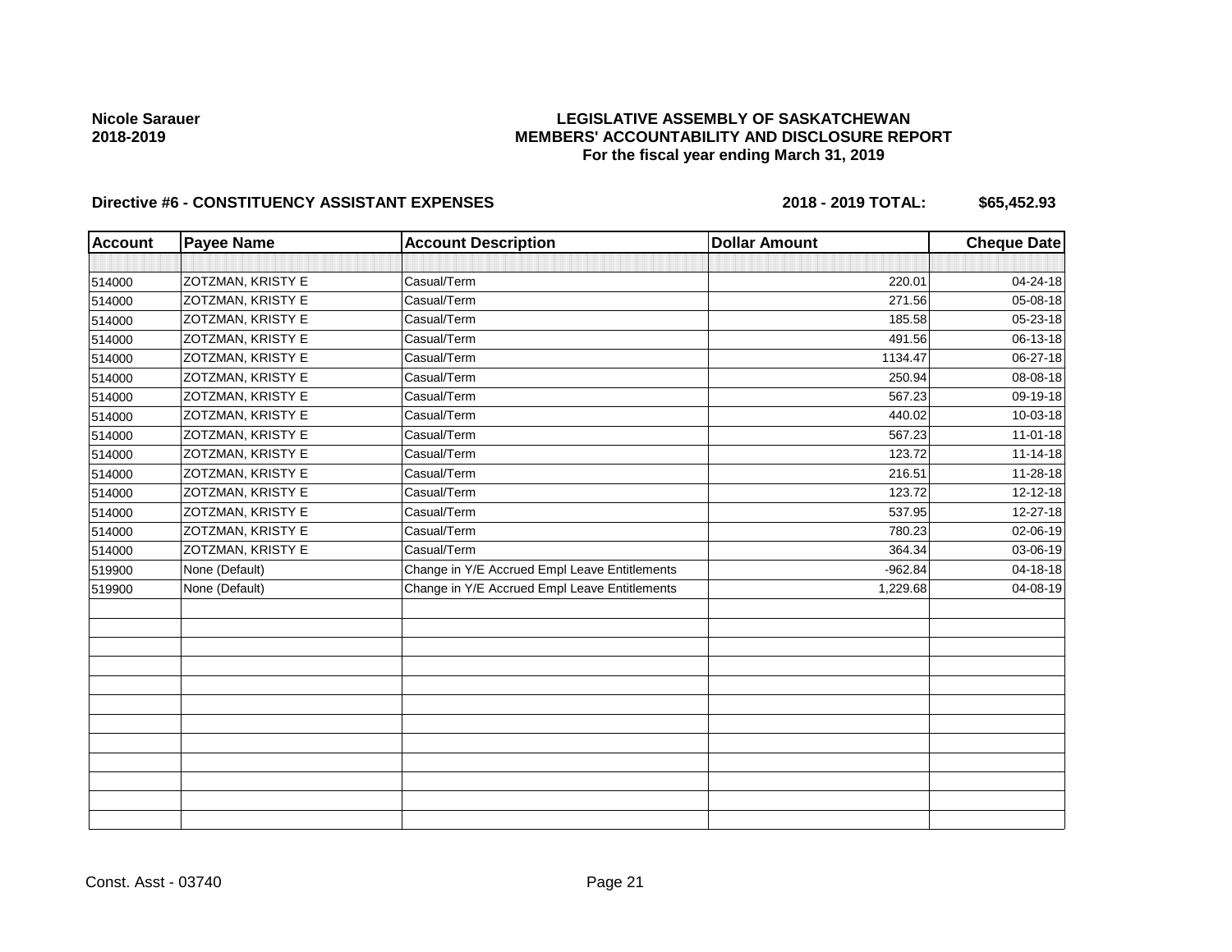**Nicole Sarauer**
**2018-2019**

**LEGISLATIVE ASSEMBLY OF SASKATCHEWAN**
**MEMBERS' ACCOUNTABILITY AND DISCLOSURE REPORT**
**For the fiscal year ending March 31, 2019**

**Directive #6 - CONSTITUENCY ASSISTANT EXPENSES** **2018 - 2019 TOTAL: $65,452.93**

| Account | Payee Name | Account Description | Dollar Amount | Cheque Date |
|---|---|---|---|---|
| | | | | |
| 514000 | ZOTZMAN, KRISTY E | Casual/Term | 220.01 | 04-24-18 |
| 514000 | ZOTZMAN, KRISTY E | Casual/Term | 271.56 | 05-08-18 |
| 514000 | ZOTZMAN, KRISTY E | Casual/Term | 185.58 | 05-23-18 |
| 514000 | ZOTZMAN, KRISTY E | Casual/Term | 491.56 | 06-13-18 |
| 514000 | ZOTZMAN, KRISTY E | Casual/Term | 1134.47 | 06-27-18 |
| 514000 | ZOTZMAN, KRISTY E | Casual/Term | 250.94 | 08-08-18 |
| 514000 | ZOTZMAN, KRISTY E | Casual/Term | 567.23 | 09-19-18 |
| 514000 | ZOTZMAN, KRISTY E | Casual/Term | 440.02 | 10-03-18 |
| 514000 | ZOTZMAN, KRISTY E | Casual/Term | 567.23 | 11-01-18 |
| 514000 | ZOTZMAN, KRISTY E | Casual/Term | 123.72 | 11-14-18 |
| 514000 | ZOTZMAN, KRISTY E | Casual/Term | 216.51 | 11-28-18 |
| 514000 | ZOTZMAN, KRISTY E | Casual/Term | 123.72 | 12-12-18 |
| 514000 | ZOTZMAN, KRISTY E | Casual/Term | 537.95 | 12-27-18 |
| 514000 | ZOTZMAN, KRISTY E | Casual/Term | 780.23 | 02-06-19 |
| 514000 | ZOTZMAN, KRISTY E | Casual/Term | 364.34 | 03-06-19 |
| 519900 | None (Default) | Change in Y/E Accrued Empl Leave Entitlements | -962.84 | 04-18-18 |
| 519900 | None (Default) | Change in Y/E Accrued Empl Leave Entitlements | 1,229.68 | 04-08-19 |

Const. Asst - 03740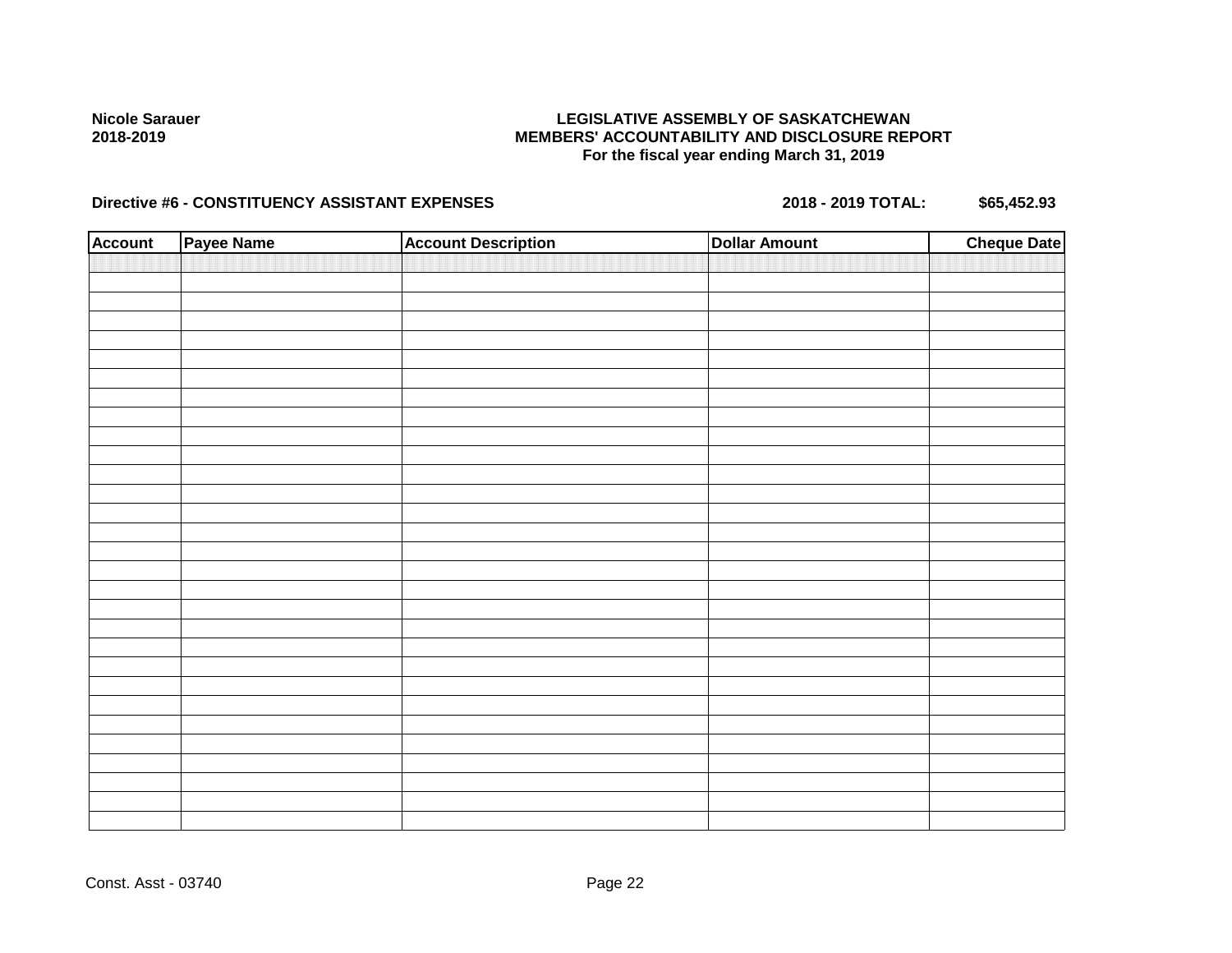**Nicole Sarauer**
**2018-2019**

**LEGISLATIVE ASSEMBLY OF SASKATCHEWAN**
**MEMBERS' ACCOUNTABILITY AND DISCLOSURE REPORT**
**For the fiscal year ending March 31, 2019**

**Directive #6 - CONSTITUENCY ASSISTANT EXPENSES** **2018 - 2019 TOTAL: $65,452.93**

| Account | Payee Name | Account Description | Dollar Amount | Cheque Date |
|---|---|---|---|---|
| | | | | |

Const. Asst - 03740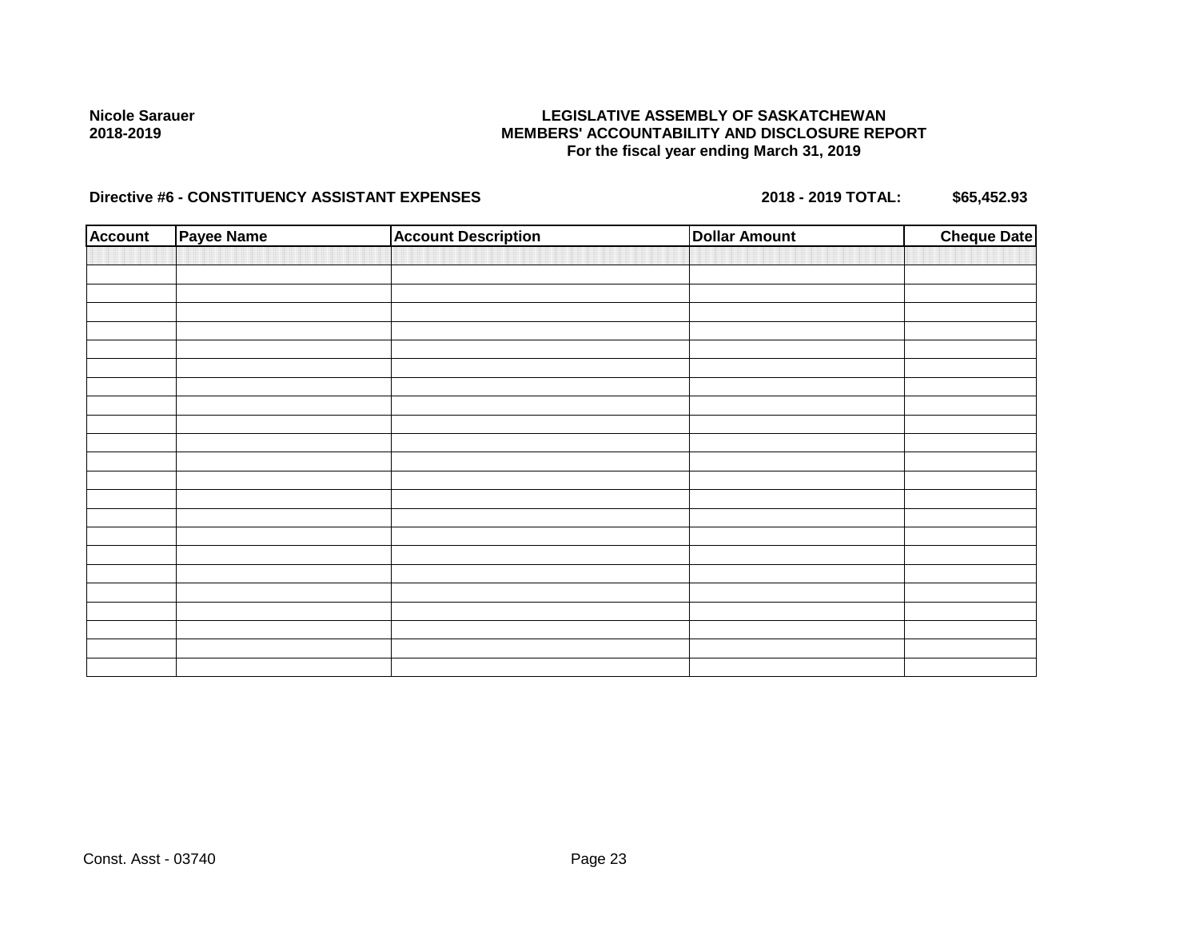**Nicole Sarauer**
**2018-2019**

# LEGISLATIVE ASSEMBLY OF SASKATCHEWAN
## MEMBERS' ACCOUNTABILITY AND DISCLOSURE REPORT
**For the fiscal year ending March 31, 2019**

**Directive #6 - CONSTITUENCY ASSISTANT EXPENSES** **2018 - 2019 TOTAL: $65,452.93**

| Account | Payee Name | Account Description | Dollar Amount | Cheque Date |
|---|---|---|---|---|
| | | | | |

Const. Asst - 03740